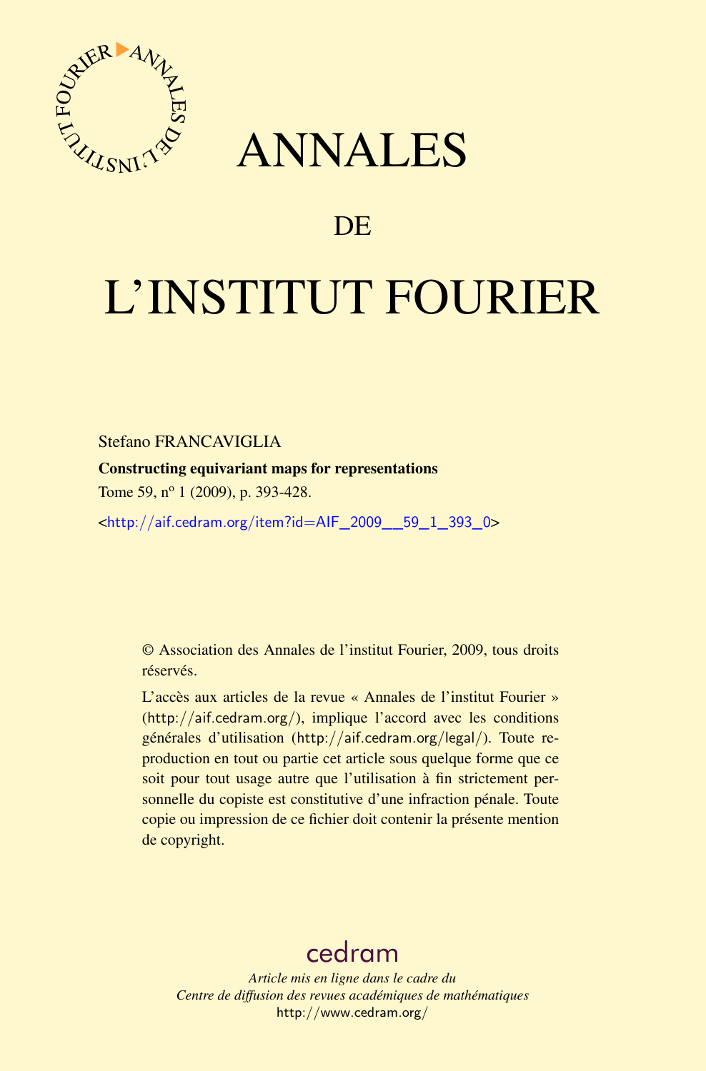# ANNALES

# DE

# L'INSTITUT FOURIER

Stefano FRANCAVIGLIA

**Constructing equivariant maps for representations**

Tome 59, nº 1 (2009), p. 393-428.

<http://aif.cedram.org/item?id=AIF_2009__59_1_393_0>

© Association des Annales de l'institut Fourier, 2009, tous droits réservés.

L'accès aux articles de la revue « Annales de l'institut Fourier » (http://aif.cedram.org/), implique l'accord avec les conditions générales d'utilisation (http://aif.cedram.org/legal/). Toute reproduction en tout ou partie cet article sous quelque forme que ce soit pour tout usage autre que l'utilisation à fin strictement personnelle du copiste est constitutive d'une infraction pénale. Toute copie ou impression de ce fichier doit contenir la présente mention de copyright.

cedram

*Article mis en ligne dans le cadre du*
*Centre de diffusion des revues académiques de mathématiques*
http://www.cedram.org/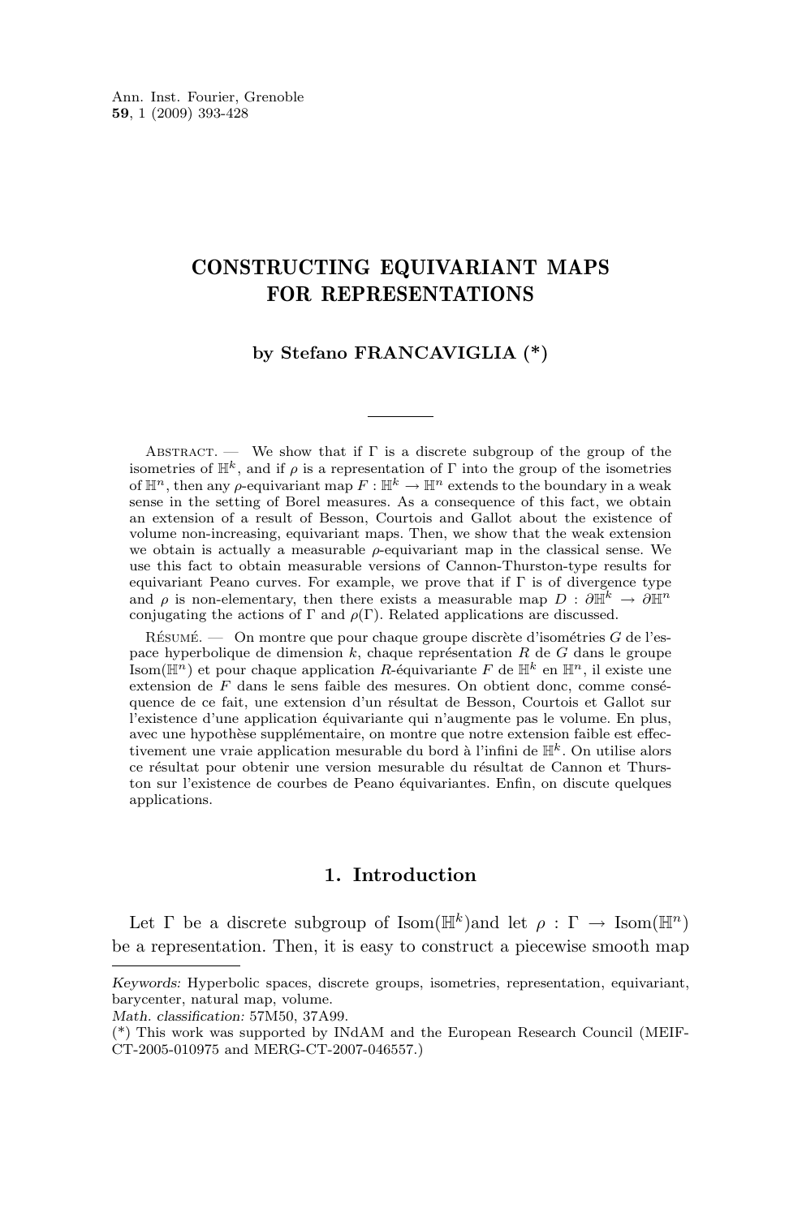# CONSTRUCTING EQUIVARIANT MAPS FOR REPRESENTATIONS

**by Stefano FRANCAVIGLIA (*)**

Abstract. — We show that if $\Gamma$ is a discrete subgroup of the group of the isometries of $\mathbb{H}^k$, and if $\rho$ is a representation of $\Gamma$ into the group of the isometries of $\mathbb{H}^n$, then any $\rho$-equivariant map $F : \mathbb{H}^k \to \mathbb{H}^n$ extends to the boundary in a weak sense in the setting of Borel measures. As a consequence of this fact, we obtain an extension of a result of Besson, Courtois and Gallot about the existence of volume non-increasing, equivariant maps. Then, we show that the weak extension we obtain is actually a measurable $\rho$-equivariant map in the classical sense. We use this fact to obtain measurable versions of Cannon-Thurston-type results for equivariant Peano curves. For example, we prove that if $\Gamma$ is of divergence type and $\rho$ is non-elementary, then there exists a measurable map $D : \partial\mathbb{H}^k \to \partial\mathbb{H}^n$ conjugating the actions of $\Gamma$ and $\rho(\Gamma)$. Related applications are discussed.

Résumé. — On montre que pour chaque groupe discrète d'isométries $G$ de l'espace hyperbolique de dimension $k$, chaque représentation $R$ de $G$ dans le groupe $\mathrm{Isom}(\mathbb{H}^n)$ et pour chaque application $R$-équivariante $F$ de $\mathbb{H}^k$ en $\mathbb{H}^n$, il existe une extension de $F$ dans le sens faible des mesures. On obtient donc, comme conséquence de ce fait, une extension d'un résultat de Besson, Courtois et Gallot sur l'existence d'une application équivariante qui n'augmente pas le volume. En plus, avec une hypothèse supplémentaire, on montre que notre extension faible est effectivement une vraie application mesurable du bord à l'infini de $\mathbb{H}^k$. On utilise alors ce résultat pour obtenir une version mesurable du résultat de Cannon et Thurston sur l'existence de courbes de Peano équivariantes. Enfin, on discute quelques applications.

## 1. Introduction

Let $\Gamma$ be a discrete subgroup of $\mathrm{Isom}(\mathbb{H}^k)$and let $\rho : \Gamma \to \mathrm{Isom}(\mathbb{H}^n)$ be a representation. Then, it is easy to construct a piecewise smooth map

*Keywords:* Hyperbolic spaces, discrete groups, isometries, representation, equivariant, barycenter, natural map, volume.

*Math. classification:* 57M50, 37A99.

(*) This work was supported by INdAM and the European Research Council (MEIF-CT-2005-010975 and MERG-CT-2007-046557.)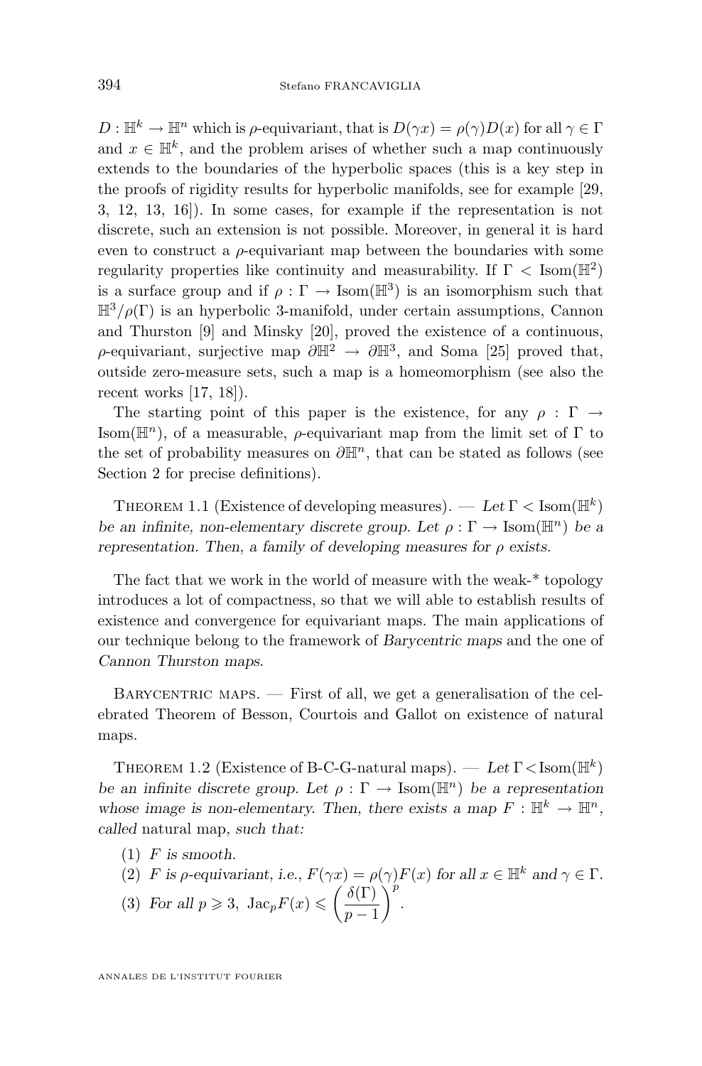$D : \mathbb{H}^k \to \mathbb{H}^n$ which is $\rho$-equivariant, that is $D(\gamma x) = \rho(\gamma) D(x)$ for all $\gamma \in \Gamma$ and $x \in \mathbb{H}^k$, and the problem arises of whether such a map continuously extends to the boundaries of the hyperbolic spaces (this is a key step in the proofs of rigidity results for hyperbolic manifolds, see for example [29, 3, 12, 13, 16]). In some cases, for example if the representation is not discrete, such an extension is not possible. Moreover, in general it is hard even to construct a $\rho$-equivariant map between the boundaries with some regularity properties like continuity and measurability. If $\Gamma < \mathrm{Isom}(\mathbb{H}^2)$ is a surface group and if $\rho : \Gamma \to \mathrm{Isom}(\mathbb{H}^3)$ is an isomorphism such that $\mathbb{H}^3/\rho(\Gamma)$ is an hyperbolic 3-manifold, under certain assumptions, Cannon and Thurston [9] and Minsky [20], proved the existence of a continuous, $\rho$-equivariant, surjective map $\partial\mathbb{H}^2 \to \partial\mathbb{H}^3$, and Soma [25] proved that, outside zero-measure sets, such a map is a homeomorphism (see also the recent works [17, 18]).

The starting point of this paper is the existence, for any $\rho : \Gamma \to \mathrm{Isom}(\mathbb{H}^n)$, of a measurable, $\rho$-equivariant map from the limit set of $\Gamma$ to the set of probability measures on $\partial\mathbb{H}^n$, that can be stated as follows (see Section 2 for precise definitions).

Theorem 1.1 (Existence of developing measures). — *Let $\Gamma < \mathrm{Isom}(\mathbb{H}^k)$ be an infinite, non-elementary discrete group. Let $\rho : \Gamma \to \mathrm{Isom}(\mathbb{H}^n)$ be a representation. Then, a family of developing measures for $\rho$ exists.*

The fact that we work in the world of measure with the weak-* topology introduces a lot of compactness, so that we will able to establish results of existence and convergence for equivariant maps. The main applications of our technique belong to the framework of *Barycentric maps* and the one of *Cannon Thurston maps*.

Barycentric maps. — First of all, we get a generalisation of the celebrated Theorem of Besson, Courtois and Gallot on existence of natural maps.

Theorem 1.2 (Existence of B-C-G-natural maps). — *Let $\Gamma < \mathrm{Isom}(\mathbb{H}^k)$ be an infinite discrete group. Let $\rho : \Gamma \to \mathrm{Isom}(\mathbb{H}^n)$ be a representation whose image is non-elementary. Then, there exists a map $F : \mathbb{H}^k \to \mathbb{H}^n$, called* natural map*, such that:*

1. *$F$ is smooth.*
2. *$F$ is $\rho$-equivariant, i.e., $F(\gamma x) = \rho(\gamma) F(x)$ for all $x \in \mathbb{H}^k$ and $\gamma \in \Gamma$.*
3. *For all $p \geqslant 3$, $\mathrm{Jac}_p F(x) \leqslant \left(\dfrac{\delta(\Gamma)}{p-1}\right)^p$.*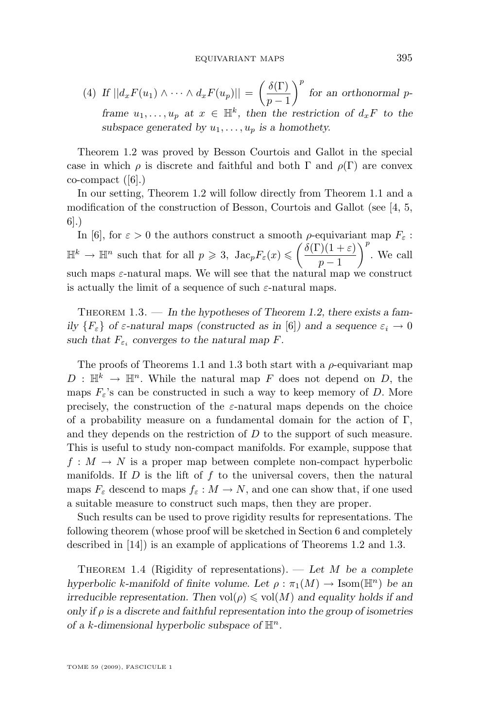(4) *If* $||d_xF(u_1) \wedge \cdots \wedge d_xF(u_p)|| = \left(\frac{\delta(\Gamma)}{p-1}\right)^p$ *for an orthonormal* $p$*-frame* $u_1, \ldots, u_p$ *at* $x \in \mathbb{H}^k$*, then the restriction of* $d_xF$ *to the subspace generated by* $u_1, \ldots, u_p$ *is a homothety.*

Theorem 1.2 was proved by Besson Courtois and Gallot in the special case in which $\rho$ is discrete and faithful and both $\Gamma$ and $\rho(\Gamma)$ are convex co-compact ([6].)

In our setting, Theorem 1.2 will follow directly from Theorem 1.1 and a modification of the construction of Besson, Courtois and Gallot (see [4, 5, 6].)

In [6], for $\varepsilon > 0$ the authors construct a smooth $\rho$-equivariant map $F_\varepsilon : \mathbb{H}^k \to \mathbb{H}^n$ such that for all $p \geqslant 3$, $\mathrm{Jac}_p F_\varepsilon(x) \leqslant \left(\frac{\delta(\Gamma)(1+\varepsilon)}{p-1}\right)^p$. We call such maps $\varepsilon$-natural maps. We will see that the natural map we construct is actually the limit of a sequence of such $\varepsilon$-natural maps.

Theorem 1.3. — *In the hypotheses of Theorem 1.2, there exists a family* $\{F_\varepsilon\}$ *of* $\varepsilon$*-natural maps (constructed as in* [6]*) and a sequence* $\varepsilon_i \to 0$ *such that* $F_{\varepsilon_i}$ *converges to the natural map* $F$*.*

The proofs of Theorems 1.1 and 1.3 both start with a $\rho$-equivariant map $D : \mathbb{H}^k \to \mathbb{H}^n$. While the natural map $F$ does not depend on $D$, the maps $F_\varepsilon$'s can be constructed in such a way to keep memory of $D$. More precisely, the construction of the $\varepsilon$-natural maps depends on the choice of a probability measure on a fundamental domain for the action of $\Gamma$, and they depends on the restriction of $D$ to the support of such measure. This is useful to study non-compact manifolds. For example, suppose that $f : M \to N$ is a proper map between complete non-compact hyperbolic manifolds. If $D$ is the lift of $f$ to the universal covers, then the natural maps $F_\varepsilon$ descend to maps $f_\varepsilon : M \to N$, and one can show that, if one used a suitable measure to construct such maps, then they are proper.

Such results can be used to prove rigidity results for representations. The following theorem (whose proof will be sketched in Section 6 and completely described in [14]) is an example of applications of Theorems 1.2 and 1.3.

Theorem 1.4 (Rigidity of representations). — *Let* $M$ *be a complete hyperbolic* $k$*-manifold of finite volume. Let* $\rho : \pi_1(M) \to \mathrm{Isom}(\mathbb{H}^n)$ *be an irreducible representation. Then* $\mathrm{vol}(\rho) \leqslant \mathrm{vol}(M)$ *and equality holds if and only if* $\rho$ *is a discrete and faithful representation into the group of isometries of a* $k$*-dimensional hyperbolic subspace of* $\mathbb{H}^n$*.*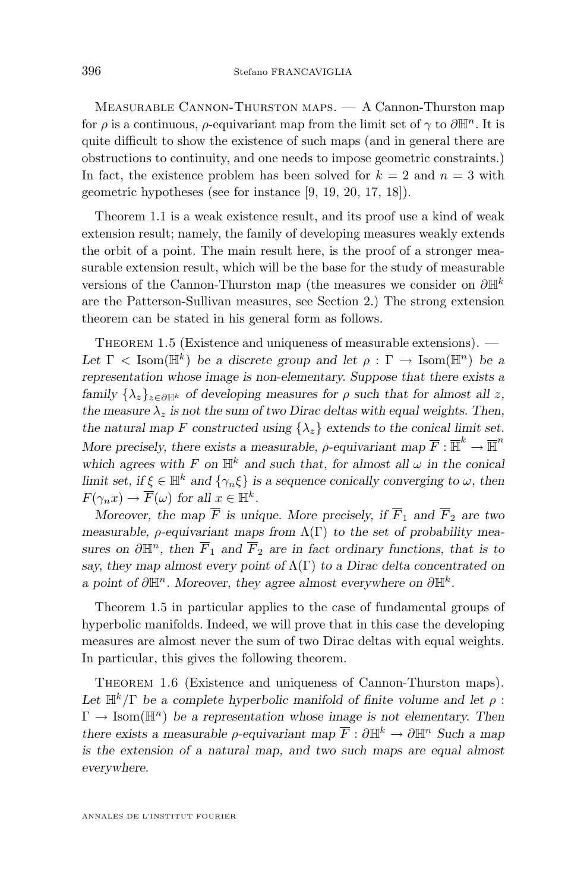Measurable Cannon-Thurston maps. — A Cannon-Thurston map for $\rho$ is a continuous, $\rho$-equivariant map from the limit set of $\gamma$ to $\partial\mathbb{H}^n$. It is quite difficult to show the existence of such maps (and in general there are obstructions to continuity, and one needs to impose geometric constraints.) In fact, the existence problem has been solved for $k = 2$ and $n = 3$ with geometric hypotheses (see for instance [9, 19, 20, 17, 18]).

Theorem 1.1 is a weak existence result, and its proof use a kind of weak extension result; namely, the family of developing measures weakly extends the orbit of a point. The main result here, is the proof of a stronger measurable extension result, which will be the base for the study of measurable versions of the Cannon-Thurston map (the measures we consider on $\partial\mathbb{H}^k$ are the Patterson-Sullivan measures, see Section 2.) The strong extension theorem can be stated in his general form as follows.

Theorem 1.5 (Existence and uniqueness of measurable extensions). — *Let $\Gamma < \mathrm{Isom}(\mathbb{H}^k)$ be a discrete group and let $\rho : \Gamma \to \mathrm{Isom}(\mathbb{H}^n)$ be a representation whose image is non-elementary. Suppose that there exists a family $\{\lambda_z\}_{z\in\partial\mathbb{H}^k}$ of developing measures for $\rho$ such that for almost all $z$, the measure $\lambda_z$ is not the sum of two Dirac deltas with equal weights. Then, the natural map $F$ constructed using $\{\lambda_z\}$ extends to the conical limit set. More precisely, there exists a measurable, $\rho$-equivariant map $\overline{F} : \overline{\mathbb{H}}^k \to \overline{\mathbb{H}}^n$ which agrees with $F$ on $\mathbb{H}^k$ and such that, for almost all $\omega$ in the conical limit set, if $\xi \in \mathbb{H}^k$ and $\{\gamma_n\xi\}$ is a sequence conically converging to $\omega$, then $F(\gamma_n x) \to \overline{F}(\omega)$ for all $x \in \mathbb{H}^k$.*

*Moreover, the map $\overline{F}$ is unique. More precisely, if $\overline{F}_1$ and $\overline{F}_2$ are two measurable, $\rho$-equivariant maps from $\Lambda(\Gamma)$ to the set of probability measures on $\partial\mathbb{H}^n$, then $\overline{F}_1$ and $\overline{F}_2$ are in fact ordinary functions, that is to say, they map almost every point of $\Lambda(\Gamma)$ to a Dirac delta concentrated on a point of $\partial\mathbb{H}^n$. Moreover, they agree almost everywhere on $\partial\mathbb{H}^k$.*

Theorem 1.5 in particular applies to the case of fundamental groups of hyperbolic manifolds. Indeed, we will prove that in this case the developing measures are almost never the sum of two Dirac deltas with equal weights. In particular, this gives the following theorem.

Theorem 1.6 (Existence and uniqueness of Cannon-Thurston maps). *Let $\mathbb{H}^k/\Gamma$ be a complete hyperbolic manifold of finite volume and let $\rho : \Gamma \to \mathrm{Isom}(\mathbb{H}^n)$ be a representation whose image is not elementary. Then there exists a measurable $\rho$-equivariant map $\overline{F} : \partial\mathbb{H}^k \to \partial\mathbb{H}^n$ Such a map is the extension of a natural map, and two such maps are equal almost everywhere.*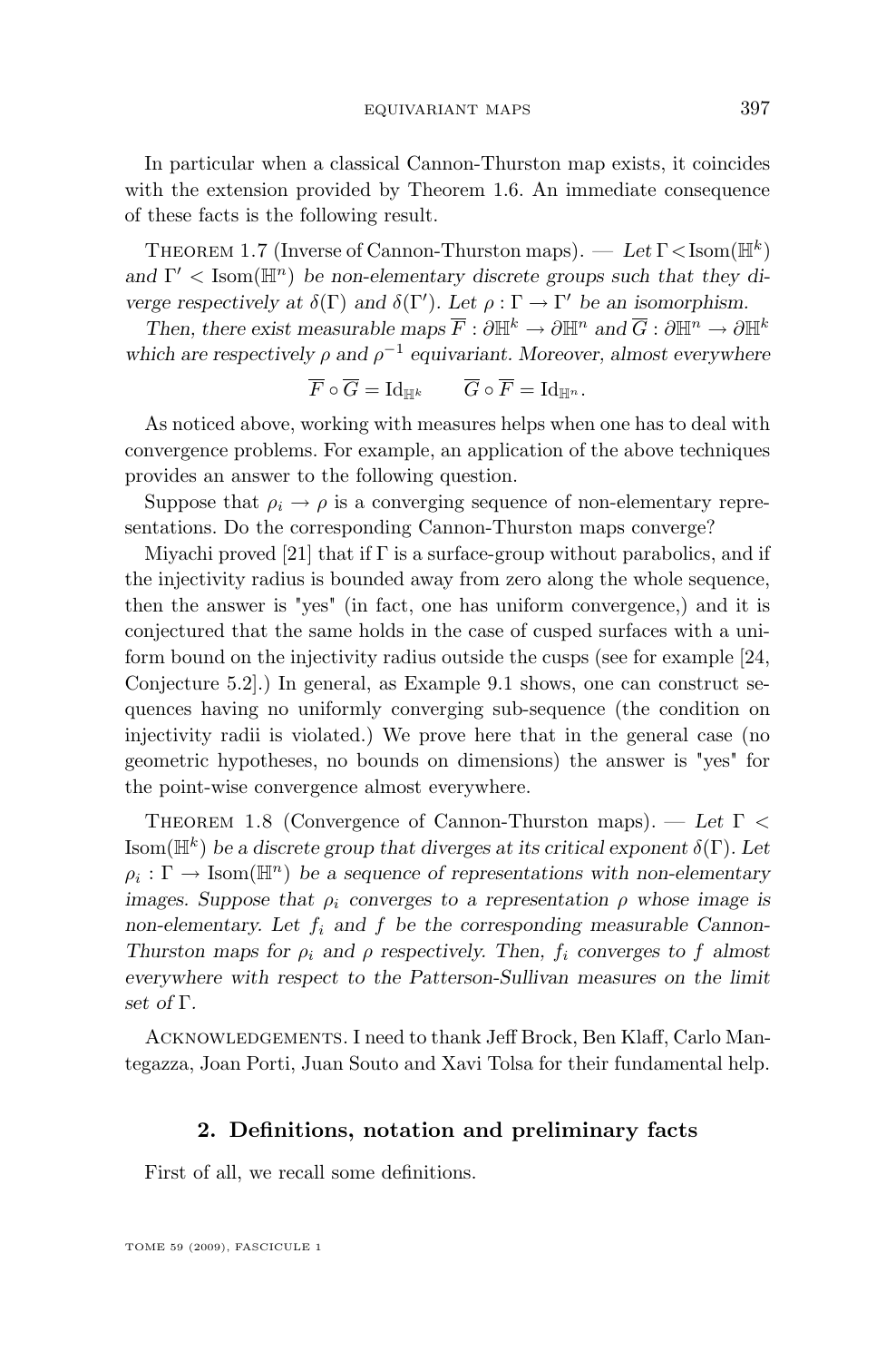In particular when a classical Cannon-Thurston map exists, it coincides with the extension provided by Theorem 1.6. An immediate consequence of these facts is the following result.

Theorem 1.7 (Inverse of Cannon-Thurston maps). — *Let $\Gamma < \mathrm{Isom}(\mathbb{H}^k)$ and $\Gamma' < \mathrm{Isom}(\mathbb{H}^n)$ be non-elementary discrete groups such that they diverge respectively at $\delta(\Gamma)$ and $\delta(\Gamma')$. Let $\rho : \Gamma \to \Gamma'$ be an isomorphism.*

*Then, there exist measurable maps $\overline{F} : \partial\mathbb{H}^k \to \partial\mathbb{H}^n$ and $\overline{G} : \partial\mathbb{H}^n \to \partial\mathbb{H}^k$ which are respectively $\rho$ and $\rho^{-1}$ equivariant. Moreover, almost everywhere*

$$\overline{F} \circ \overline{G} = \mathrm{Id}_{\mathbb{H}^k} \qquad \overline{G} \circ \overline{F} = \mathrm{Id}_{\mathbb{H}^n}.$$

As noticed above, working with measures helps when one has to deal with convergence problems. For example, an application of the above techniques provides an answer to the following question.

Suppose that $\rho_i \to \rho$ is a converging sequence of non-elementary representations. Do the corresponding Cannon-Thurston maps converge?

Miyachi proved [21] that if $\Gamma$ is a surface-group without parabolics, and if the injectivity radius is bounded away from zero along the whole sequence, then the answer is "yes" (in fact, one has uniform convergence,) and it is conjectured that the same holds in the case of cusped surfaces with a uniform bound on the injectivity radius outside the cusps (see for example [24, Conjecture 5.2].) In general, as Example 9.1 shows, one can construct sequences having no uniformly converging sub-sequence (the condition on injectivity radii is violated.) We prove here that in the general case (no geometric hypotheses, no bounds on dimensions) the answer is "yes" for the point-wise convergence almost everywhere.

Theorem 1.8 (Convergence of Cannon-Thurston maps). — *Let $\Gamma < \mathrm{Isom}(\mathbb{H}^k)$ be a discrete group that diverges at its critical exponent $\delta(\Gamma)$. Let $\rho_i : \Gamma \to \mathrm{Isom}(\mathbb{H}^n)$ be a sequence of representations with non-elementary images. Suppose that $\rho_i$ converges to a representation $\rho$ whose image is non-elementary. Let $f_i$ and $f$ be the corresponding measurable Cannon-Thurston maps for $\rho_i$ and $\rho$ respectively. Then, $f_i$ converges to $f$ almost everywhere with respect to the Patterson-Sullivan measures on the limit set of $\Gamma$.*

Acknowledgements. I need to thank Jeff Brock, Ben Klaff, Carlo Mantegazza, Joan Porti, Juan Souto and Xavi Tolsa for their fundamental help.

## 2. Definitions, notation and preliminary facts

First of all, we recall some definitions.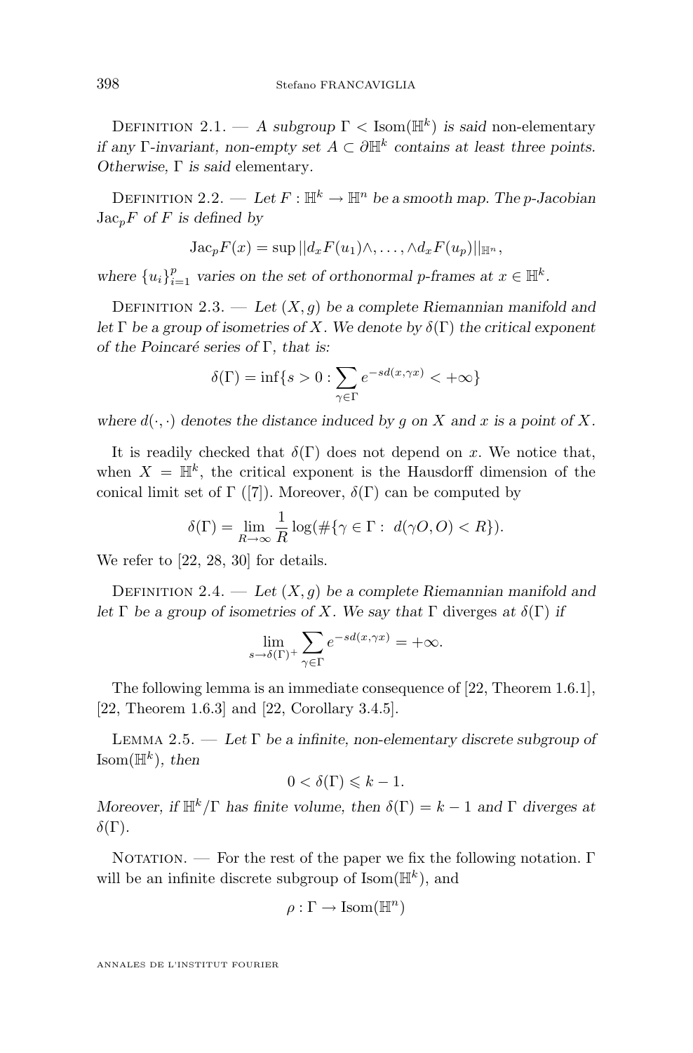Definition 2.1. — *A subgroup* $\Gamma < \mathrm{Isom}(\mathbb{H}^k)$ *is said* non-elementary *if any* $\Gamma$*-invariant, non-empty set* $A \subset \partial\mathbb{H}^k$ *contains at least three points. Otherwise,* $\Gamma$ *is said* elementary.

Definition 2.2. — *Let* $F : \mathbb{H}^k \to \mathbb{H}^n$ *be a smooth map. The p-Jacobian* $\mathrm{Jac}_p F$ *of* $F$ *is defined by*

$$\mathrm{Jac}_p F(x) = \sup ||d_x F(u_1) \wedge, \dots, \wedge d_x F(u_p)||_{\mathbb{H}^n},$$

*where* $\{u_i\}_{i=1}^p$ *varies on the set of orthonormal p-frames at* $x \in \mathbb{H}^k$.

Definition 2.3. — *Let* $(X, g)$ *be a complete Riemannian manifold and let* $\Gamma$ *be a group of isometries of* $X$. *We denote by* $\delta(\Gamma)$ *the critical exponent of the Poincaré series of* $\Gamma$*, that is:*

$$\delta(\Gamma) = \inf\{s > 0 : \sum_{\gamma \in \Gamma} e^{-sd(x,\gamma x)} < +\infty\}$$

*where* $d(\cdot,\cdot)$ *denotes the distance induced by* $g$ *on* $X$ *and* $x$ *is a point of* $X$.

It is readily checked that $\delta(\Gamma)$ does not depend on $x$. We notice that, when $X = \mathbb{H}^k$, the critical exponent is the Hausdorff dimension of the conical limit set of $\Gamma$ ([7]). Moreover, $\delta(\Gamma)$ can be computed by

$$\delta(\Gamma) = \lim_{R \to \infty} \frac{1}{R} \log(\#\{\gamma \in \Gamma : \ d(\gamma O, O) < R\}).$$

We refer to [22, 28, 30] for details.

Definition 2.4. — *Let* $(X, g)$ *be a complete Riemannian manifold and let* $\Gamma$ *be a group of isometries of* $X$. *We say that* $\Gamma$ diverges *at* $\delta(\Gamma)$ *if*

$$\lim_{s \to \delta(\Gamma)^+} \sum_{\gamma \in \Gamma} e^{-sd(x,\gamma x)} = +\infty.$$

The following lemma is an immediate consequence of [22, Theorem 1.6.1], [22, Theorem 1.6.3] and [22, Corollary 3.4.5].

Lemma 2.5. — *Let* $\Gamma$ *be a infinite, non-elementary discrete subgroup of* $\mathrm{Isom}(\mathbb{H}^k)$*, then*

$$0 < \delta(\Gamma) \leqslant k - 1.$$

*Moreover, if* $\mathbb{H}^k/\Gamma$ *has finite volume, then* $\delta(\Gamma) = k - 1$ *and* $\Gamma$ *diverges at* $\delta(\Gamma)$.

Notation. — For the rest of the paper we fix the following notation. $\Gamma$ will be an infinite discrete subgroup of $\mathrm{Isom}(\mathbb{H}^k)$, and

$$\rho : \Gamma \to \mathrm{Isom}(\mathbb{H}^n)$$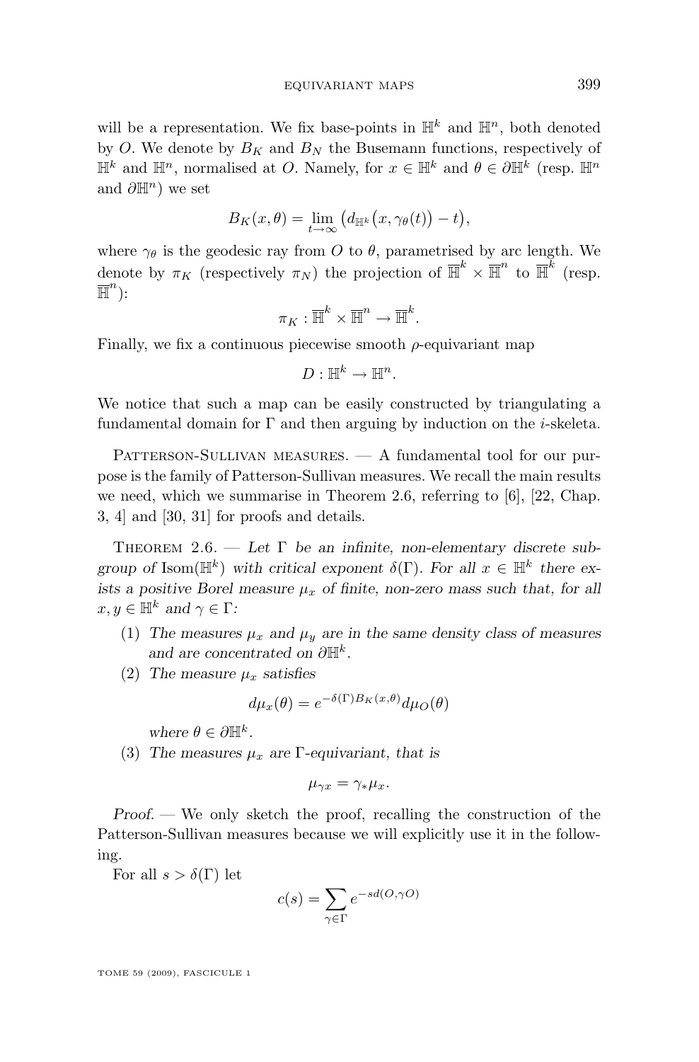will be a representation. We fix base-points in $\mathbb{H}^k$ and $\mathbb{H}^n$, both denoted by $O$. We denote by $B_K$ and $B_N$ the Busemann functions, respectively of $\mathbb{H}^k$ and $\mathbb{H}^n$, normalised at $O$. Namely, for $x \in \mathbb{H}^k$ and $\theta \in \partial\mathbb{H}^k$ (resp. $\mathbb{H}^n$ and $\partial\mathbb{H}^n$) we set

$$B_K(x, \theta) = \lim_{t\to\infty} \big(d_{\mathbb{H}^k}\big(x, \gamma_\theta(t)\big) - t\big),$$

where $\gamma_\theta$ is the geodesic ray from $O$ to $\theta$, parametrised by arc length. We denote by $\pi_K$ (respectively $\pi_N$) the projection of $\overline{\mathbb{H}}^k \times \overline{\mathbb{H}}^n$ to $\overline{\mathbb{H}}^k$ (resp. $\overline{\mathbb{H}}^n$):

$$\pi_K : \overline{\mathbb{H}}^k \times \overline{\mathbb{H}}^n \to \overline{\mathbb{H}}^k.$$

Finally, we fix a continuous piecewise smooth $\rho$-equivariant map

$$D : \mathbb{H}^k \to \mathbb{H}^n.$$

We notice that such a map can be easily constructed by triangulating a fundamental domain for $\Gamma$ and then arguing by induction on the $i$-skeleta.

Patterson-Sullivan measures. — A fundamental tool for our purpose is the family of Patterson-Sullivan measures. We recall the main results we need, which we summarise in Theorem 2.6, referring to [6], [22, Chap. 3, 4] and [30, 31] for proofs and details.

Theorem 2.6. — *Let $\Gamma$ be an infinite, non-elementary discrete subgroup of $\mathrm{Isom}(\mathbb{H}^k)$ with critical exponent $\delta(\Gamma)$. For all $x \in \mathbb{H}^k$ there exists a positive Borel measure $\mu_x$ of finite, non-zero mass such that, for all $x, y \in \mathbb{H}^k$ and $\gamma \in \Gamma$:*

1. *The measures $\mu_x$ and $\mu_y$ are in the same density class of measures and are concentrated on $\partial\mathbb{H}^k$.*
2. *The measure $\mu_x$ satisfies*

$$d\mu_x(\theta) = e^{-\delta(\Gamma)B_K(x,\theta)} d\mu_O(\theta)$$

*where $\theta \in \partial\mathbb{H}^k$.*

3. *The measures $\mu_x$ are $\Gamma$-equivariant, that is*

$$\mu_{\gamma x} = \gamma_* \mu_x.$$

*Proof.* — We only sketch the proof, recalling the construction of the Patterson-Sullivan measures because we will explicitly use it in the following.

For all $s > \delta(\Gamma)$ let

$$c(s) = \sum_{\gamma\in\Gamma} e^{-sd(O,\gamma O)}$$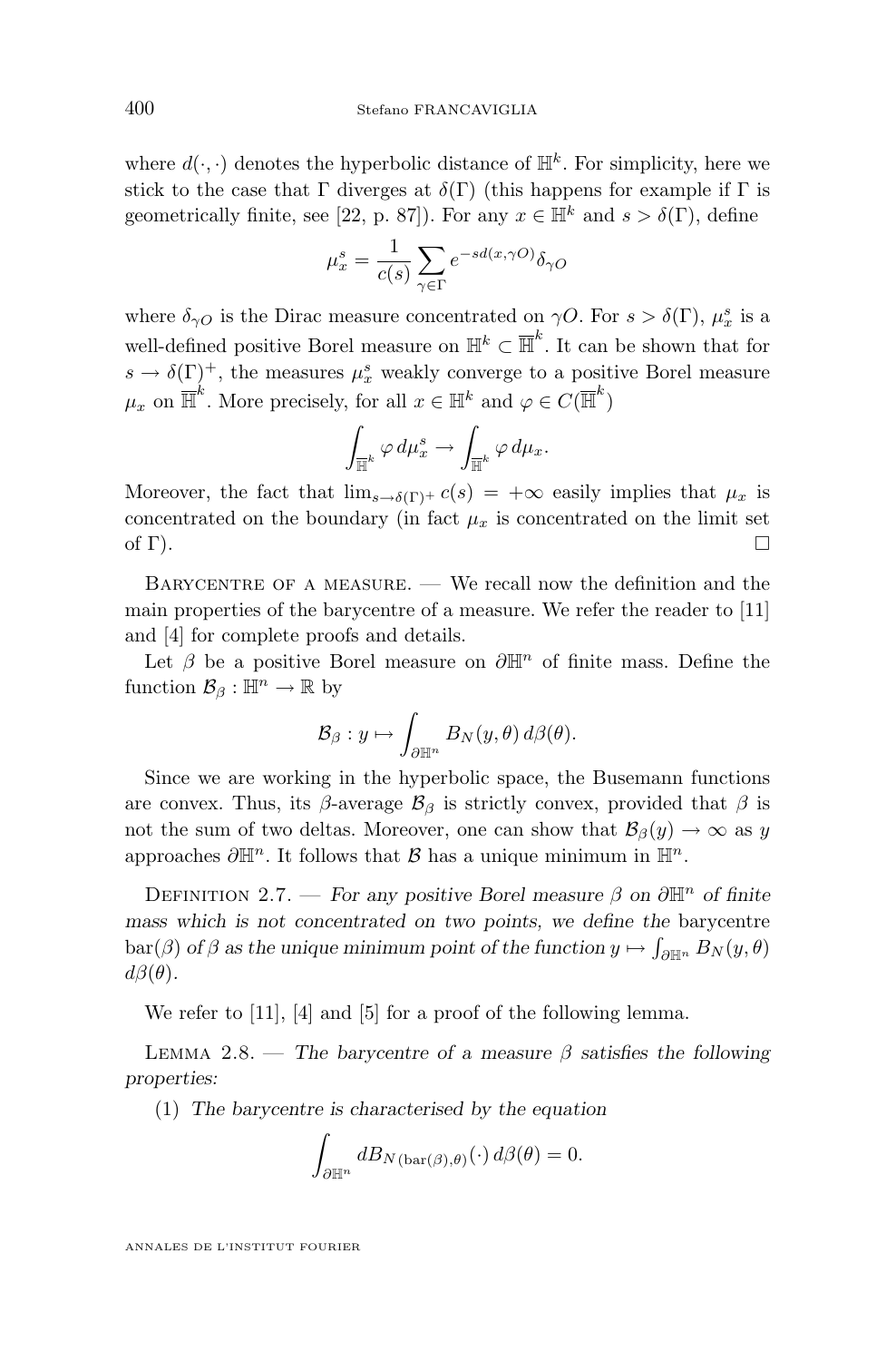where $d(\cdot,\cdot)$ denotes the hyperbolic distance of $\mathbb{H}^k$. For simplicity, here we stick to the case that $\Gamma$ diverges at $\delta(\Gamma)$ (this happens for example if $\Gamma$ is geometrically finite, see [22, p. 87]). For any $x \in \mathbb{H}^k$ and $s > \delta(\Gamma)$, define

$$\mu_x^s = \frac{1}{c(s)} \sum_{\gamma \in \Gamma} e^{-sd(x,\gamma O)} \delta_{\gamma O}$$

where $\delta_{\gamma O}$ is the Dirac measure concentrated on $\gamma O$. For $s > \delta(\Gamma)$, $\mu_x^s$ is a well-defined positive Borel measure on $\mathbb{H}^k \subset \overline{\mathbb{H}}^k$. It can be shown that for $s \to \delta(\Gamma)^+$, the measures $\mu_x^s$ weakly converge to a positive Borel measure $\mu_x$ on $\overline{\mathbb{H}}^k$. More precisely, for all $x \in \mathbb{H}^k$ and $\varphi \in C(\overline{\mathbb{H}}^k)$

$$\int_{\overline{\mathbb{H}}^k} \varphi \, d\mu_x^s \to \int_{\overline{\mathbb{H}}^k} \varphi \, d\mu_x.$$

Moreover, the fact that $\lim_{s \to \delta(\Gamma)^+} c(s) = +\infty$ easily implies that $\mu_x$ is concentrated on the boundary (in fact $\mu_x$ is concentrated on the limit set of $\Gamma$). □

Barycentre of a measure. — We recall now the definition and the main properties of the barycentre of a measure. We refer the reader to [11] and [4] for complete proofs and details.

Let $\beta$ be a positive Borel measure on $\partial\mathbb{H}^n$ of finite mass. Define the function $\mathcal{B}_\beta : \mathbb{H}^n \to \mathbb{R}$ by

$$\mathcal{B}_\beta : y \mapsto \int_{\partial\mathbb{H}^n} B_N(y,\theta) \, d\beta(\theta).$$

Since we are working in the hyperbolic space, the Busemann functions are convex. Thus, its $\beta$-average $\mathcal{B}_\beta$ is strictly convex, provided that $\beta$ is not the sum of two deltas. Moreover, one can show that $\mathcal{B}_\beta(y) \to \infty$ as $y$ approaches $\partial\mathbb{H}^n$. It follows that $\mathcal{B}$ has a unique minimum in $\mathbb{H}^n$.

Definition 2.7. — *For any positive Borel measure $\beta$ on $\partial\mathbb{H}^n$ of finite mass which is not concentrated on two points, we define the* barycentre $\operatorname{bar}(\beta)$ *of $\beta$ as the unique minimum point of the function $y \mapsto \int_{\partial\mathbb{H}^n} B_N(y,\theta) \, d\beta(\theta)$.*

We refer to [11], [4] and [5] for a proof of the following lemma.

Lemma 2.8. — *The barycentre of a measure $\beta$ satisfies the following properties:*

(1) *The barycentre is characterised by the equation*

$$\int_{\partial\mathbb{H}^n} dB_{N(\operatorname{bar}(\beta),\theta)}(\cdot) \, d\beta(\theta) = 0.$$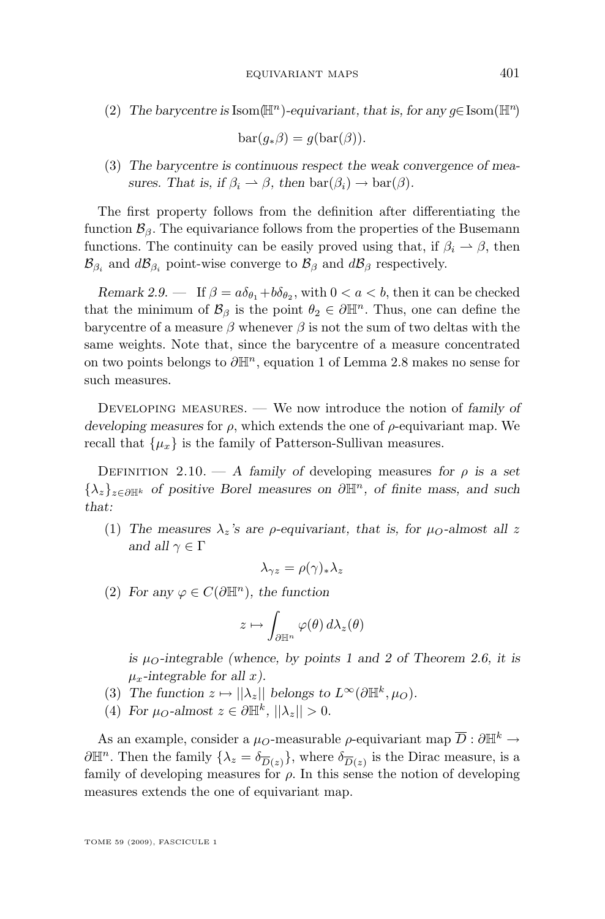(2) *The barycentre is* $\mathrm{Isom}(\mathbb{H}^n)$*-equivariant, that is, for any* $g\in\mathrm{Isom}(\mathbb{H}^n)$

$$\mathrm{bar}(g_*\beta) = g(\mathrm{bar}(\beta)).$$

(3) *The barycentre is continuous respect the weak convergence of measures. That is, if* $\beta_i \rightharpoonup \beta$*, then* $\mathrm{bar}(\beta_i) \to \mathrm{bar}(\beta)$.

The first property follows from the definition after differentiating the function $\mathcal{B}_\beta$. The equivariance follows from the properties of the Busemann functions. The continuity can be easily proved using that, if $\beta_i \rightharpoonup \beta$, then $\mathcal{B}_{\beta_i}$ and $d\mathcal{B}_{\beta_i}$ point-wise converge to $\mathcal{B}_\beta$ and $d\mathcal{B}_\beta$ respectively.

*Remark 2.9.* — If $\beta = a\delta_{\theta_1} + b\delta_{\theta_2}$, with $0 < a < b$, then it can be checked that the minimum of $\mathcal{B}_\beta$ is the point $\theta_2 \in \partial\mathbb{H}^n$. Thus, one can define the barycentre of a measure $\beta$ whenever $\beta$ is not the sum of two deltas with the same weights. Note that, since the barycentre of a measure concentrated on two points belongs to $\partial\mathbb{H}^n$, equation 1 of Lemma 2.8 makes no sense for such measures.

Developing measures. — We now introduce the notion of *family of developing measures* for $\rho$, which extends the one of $\rho$-equivariant map. We recall that $\{\mu_x\}$ is the family of Patterson-Sullivan measures.

Definition 2.10. — *A family of* developing measures *for* $\rho$ *is a set* $\{\lambda_z\}_{z\in\partial\mathbb{H}^k}$ *of positive Borel measures on* $\partial\mathbb{H}^n$*, of finite mass, and such that:*

(1) *The measures* $\lambda_z$*'s are* $\rho$*-equivariant, that is, for* $\mu_O$*-almost all* $z$ *and all* $\gamma\in\Gamma$

$$\lambda_{\gamma z} = \rho(\gamma)_*\lambda_z$$

(2) *For any* $\varphi \in C(\partial\mathbb{H}^n)$*, the function*

$$z \mapsto \int_{\partial\mathbb{H}^n} \varphi(\theta)\, d\lambda_z(\theta)$$

*is* $\mu_O$*-integrable (whence, by points 1 and 2 of Theorem 2.6, it is* $\mu_x$*-integrable for all* $x$*).*

(3) *The function* $z \mapsto ||\lambda_z||$ *belongs to* $L^\infty(\partial\mathbb{H}^k, \mu_O)$.

(4) *For* $\mu_O$*-almost* $z \in \partial\mathbb{H}^k$, $||\lambda_z|| > 0$.

As an example, consider a $\mu_O$-measurable $\rho$-equivariant map $\overline{D} : \partial\mathbb{H}^k \to \partial\mathbb{H}^n$. Then the family $\{\lambda_z = \delta_{\overline{D}(z)}\}$, where $\delta_{\overline{D}(z)}$ is the Dirac measure, is a family of developing measures for $\rho$. In this sense the notion of developing measures extends the one of equivariant map.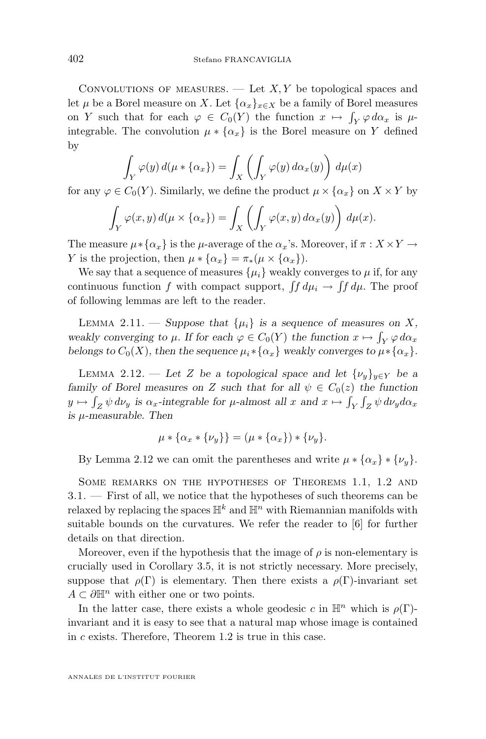Convolutions of measures. — Let $X, Y$ be topological spaces and let $\mu$ be a Borel measure on $X$. Let $\{\alpha_x\}_{x\in X}$ be a family of Borel measures on $Y$ such that for each $\varphi \in C_0(Y)$ the function $x \mapsto \int_Y \varphi\, d\alpha_x$ is $\mu$-integrable. The convolution $\mu * \{\alpha_x\}$ is the Borel measure on $Y$ defined by

$$\int_Y \varphi(y)\, d(\mu * \{\alpha_x\}) = \int_X \left( \int_Y \varphi(y)\, d\alpha_x(y) \right) d\mu(x)$$

for any $\varphi \in C_0(Y)$. Similarly, we define the product $\mu \times \{\alpha_x\}$ on $X \times Y$ by

$$\int_Y \varphi(x,y)\, d(\mu \times \{\alpha_x\}) = \int_X \left( \int_Y \varphi(x,y)\, d\alpha_x(y) \right) d\mu(x).$$

The measure $\mu * \{\alpha_x\}$ is the $\mu$-average of the $\alpha_x$'s. Moreover, if $\pi : X \times Y \to Y$ is the projection, then $\mu * \{\alpha_x\} = \pi_*(\mu \times \{\alpha_x\})$.

We say that a sequence of measures $\{\mu_i\}$ weakly converges to $\mu$ if, for any continuous function $f$ with compact support, $\int f\, d\mu_i \to \int f\, d\mu$. The proof of following lemmas are left to the reader.

Lemma 2.11. — *Suppose that $\{\mu_i\}$ is a sequence of measures on $X$, weakly converging to $\mu$. If for each $\varphi \in C_0(Y)$ the function $x \mapsto \int_Y \varphi\, d\alpha_x$ belongs to $C_0(X)$, then the sequence $\mu_i * \{\alpha_x\}$ weakly converges to $\mu * \{\alpha_x\}$.*

Lemma 2.12. — *Let $Z$ be a topological space and let $\{\nu_y\}_{y\in Y}$ be a family of Borel measures on $Z$ such that for all $\psi \in C_0(z)$ the function $y \mapsto \int_Z \psi\, d\nu_y$ is $\alpha_x$-integrable for $\mu$-almost all $x$ and $x \mapsto \int_Y \int_Z \psi\, d\nu_y d\alpha_x$ is $\mu$-measurable. Then*

$$\mu * \{\alpha_x * \{\nu_y\}\} = (\mu * \{\alpha_x\}) * \{\nu_y\}.$$

By Lemma 2.12 we can omit the parentheses and write $\mu * \{\alpha_x\} * \{\nu_y\}$.

Some remarks on the hypotheses of Theorems 1.1, 1.2 and 3.1. — First of all, we notice that the hypotheses of such theorems can be relaxed by replacing the spaces $\mathbb{H}^k$ and $\mathbb{H}^n$ with Riemannian manifolds with suitable bounds on the curvatures. We refer the reader to [6] for further details on that direction.

Moreover, even if the hypothesis that the image of $\rho$ is non-elementary is crucially used in Corollary 3.5, it is not strictly necessary. More precisely, suppose that $\rho(\Gamma)$ is elementary. Then there exists a $\rho(\Gamma)$-invariant set $A \subset \partial\mathbb{H}^n$ with either one or two points.

In the latter case, there exists a whole geodesic $c$ in $\mathbb{H}^n$ which is $\rho(\Gamma)$-invariant and it is easy to see that a natural map whose image is contained in $c$ exists. Therefore, Theorem 1.2 is true in this case.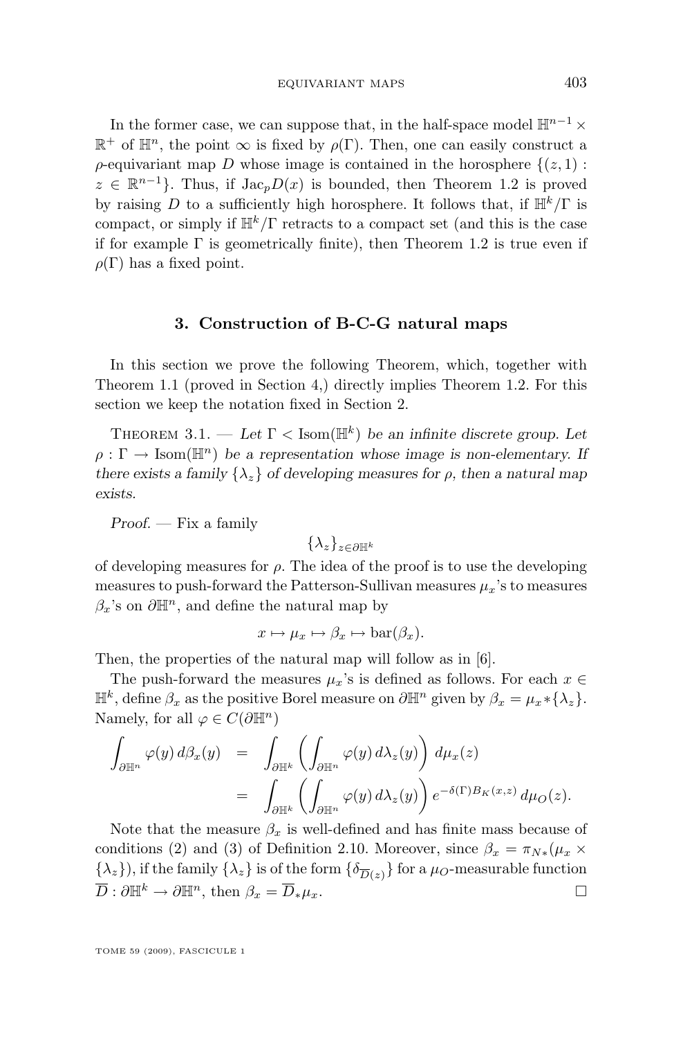In the former case, we can suppose that, in the half-space model $\mathbb{H}^{n-1} \times \mathbb{R}^+$ of $\mathbb{H}^n$, the point $\infty$ is fixed by $\rho(\Gamma)$. Then, one can easily construct a $\rho$-equivariant map $D$ whose image is contained in the horosphere $\{(z,1) : z \in \mathbb{R}^{n-1}\}$. Thus, if $\mathrm{Jac}_p D(x)$ is bounded, then Theorem 1.2 is proved by raising $D$ to a sufficiently high horosphere. It follows that, if $\mathbb{H}^k/\Gamma$ is compact, or simply if $\mathbb{H}^k/\Gamma$ retracts to a compact set (and this is the case if for example $\Gamma$ is geometrically finite), then Theorem 1.2 is true even if $\rho(\Gamma)$ has a fixed point.

## 3. Construction of B-C-G natural maps

In this section we prove the following Theorem, which, together with Theorem 1.1 (proved in Section 4,) directly implies Theorem 1.2. For this section we keep the notation fixed in Section 2.

Theorem 3.1. — *Let $\Gamma < \mathrm{Isom}(\mathbb{H}^k)$ be an infinite discrete group. Let $\rho : \Gamma \to \mathrm{Isom}(\mathbb{H}^n)$ be a representation whose image is non-elementary. If there exists a family $\{\lambda_z\}$ of developing measures for $\rho$, then a natural map exists.*

*Proof.* — Fix a family

$$\{\lambda_z\}_{z \in \partial \mathbb{H}^k}$$

of developing measures for $\rho$. The idea of the proof is to use the developing measures to push-forward the Patterson-Sullivan measures $\mu_x$'s to measures $\beta_x$'s on $\partial \mathbb{H}^n$, and define the natural map by

$$x \mapsto \mu_x \mapsto \beta_x \mapsto \mathrm{bar}(\beta_x).$$

Then, the properties of the natural map will follow as in [6].

The push-forward the measures $\mu_x$'s is defined as follows. For each $x \in \mathbb{H}^k$, define $\beta_x$ as the positive Borel measure on $\partial \mathbb{H}^n$ given by $\beta_x = \mu_x * \{\lambda_z\}$. Namely, for all $\varphi \in C(\partial \mathbb{H}^n)$

$$\begin{aligned}
\int_{\partial \mathbb{H}^n} \varphi(y)\, d\beta_x(y) &= \int_{\partial \mathbb{H}^k} \left( \int_{\partial \mathbb{H}^n} \varphi(y)\, d\lambda_z(y) \right) d\mu_x(z) \\
&= \int_{\partial \mathbb{H}^k} \left( \int_{\partial \mathbb{H}^n} \varphi(y)\, d\lambda_z(y) \right) e^{-\delta(\Gamma) B_K(x,z)}\, d\mu_O(z).
\end{aligned}$$

Note that the measure $\beta_x$ is well-defined and has finite mass because of conditions (2) and (3) of Definition 2.10. Moreover, since $\beta_x = \pi_{N*}(\mu_x \times \{\lambda_z\})$, if the family $\{\lambda_z\}$ is of the form $\{\delta_{\overline{D}(z)}\}$ for a $\mu_O$-measurable function $\overline{D} : \partial \mathbb{H}^k \to \partial \mathbb{H}^n$, then $\beta_x = \overline{D}_* \mu_x$. □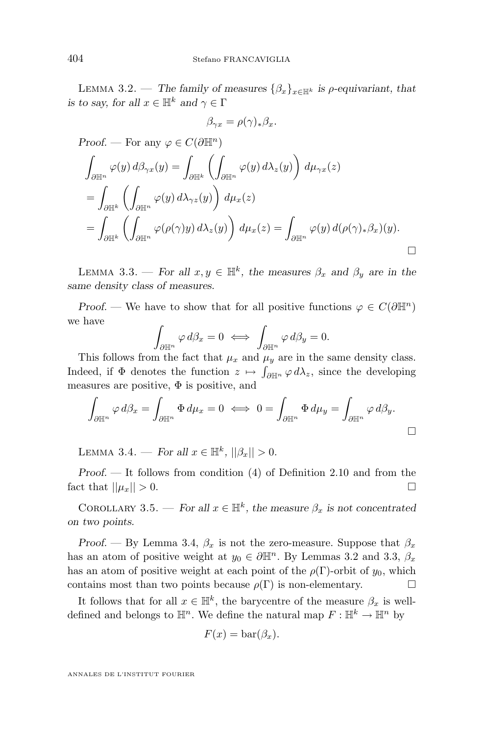LEMMA 3.2. — *The family of measures $\{\beta_x\}_{x\in\mathbb{H}^k}$ is $\rho$-equivariant, that is to say, for all $x \in \mathbb{H}^k$ and $\gamma \in \Gamma$*

$$\beta_{\gamma x} = \rho(\gamma)_*\beta_x.$$

*Proof.* — For any $\varphi \in C(\partial\mathbb{H}^n)$

$$\begin{aligned}
&\int_{\partial\mathbb{H}^n} \varphi(y)\, d\beta_{\gamma x}(y) = \int_{\partial\mathbb{H}^k} \left( \int_{\partial\mathbb{H}^n} \varphi(y)\, d\lambda_z(y) \right) d\mu_{\gamma x}(z) \\
&= \int_{\partial\mathbb{H}^k} \left( \int_{\partial\mathbb{H}^n} \varphi(y)\, d\lambda_{\gamma z}(y) \right) d\mu_x(z) \\
&= \int_{\partial\mathbb{H}^k} \left( \int_{\partial\mathbb{H}^n} \varphi(\rho(\gamma)y)\, d\lambda_z(y) \right) d\mu_x(z) = \int_{\partial\mathbb{H}^n} \varphi(y)\, d(\rho(\gamma)_*\beta_x)(y).
\end{aligned}$$

□

LEMMA 3.3. — *For all $x, y \in \mathbb{H}^k$, the measures $\beta_x$ and $\beta_y$ are in the same density class of measures.*

*Proof.* — We have to show that for all positive functions $\varphi \in C(\partial\mathbb{H}^n)$ we have

$$\int_{\partial\mathbb{H}^n} \varphi\, d\beta_x = 0 \iff \int_{\partial\mathbb{H}^n} \varphi\, d\beta_y = 0.$$

This follows from the fact that $\mu_x$ and $\mu_y$ are in the same density class. Indeed, if $\Phi$ denotes the function $z \mapsto \int_{\partial\mathbb{H}^n} \varphi\, d\lambda_z$, since the developing measures are positive, $\Phi$ is positive, and

$$\int_{\partial\mathbb{H}^n} \varphi\, d\beta_x = \int_{\partial\mathbb{H}^n} \Phi\, d\mu_x = 0 \iff 0 = \int_{\partial\mathbb{H}^n} \Phi\, d\mu_y = \int_{\partial\mathbb{H}^n} \varphi\, d\beta_y.$$

□

LEMMA 3.4. — *For all $x \in \mathbb{H}^k$, $||\beta_x|| > 0$.*

*Proof.* — It follows from condition (4) of Definition 2.10 and from the fact that $||\mu_x|| > 0$. □

COROLLARY 3.5. — *For all $x \in \mathbb{H}^k$, the measure $\beta_x$ is not concentrated on two points.*

*Proof.* — By Lemma 3.4, $\beta_x$ is not the zero-measure. Suppose that $\beta_x$ has an atom of positive weight at $y_0 \in \partial\mathbb{H}^n$. By Lemmas 3.2 and 3.3, $\beta_x$ has an atom of positive weight at each point of the $\rho(\Gamma)$-orbit of $y_0$, which contains most than two points because $\rho(\Gamma)$ is non-elementary. □

It follows that for all $x \in \mathbb{H}^k$, the barycentre of the measure $\beta_x$ is well-defined and belongs to $\mathbb{H}^n$. We define the natural map $F : \mathbb{H}^k \to \mathbb{H}^n$ by

$$F(x) = \mathrm{bar}(\beta_x).$$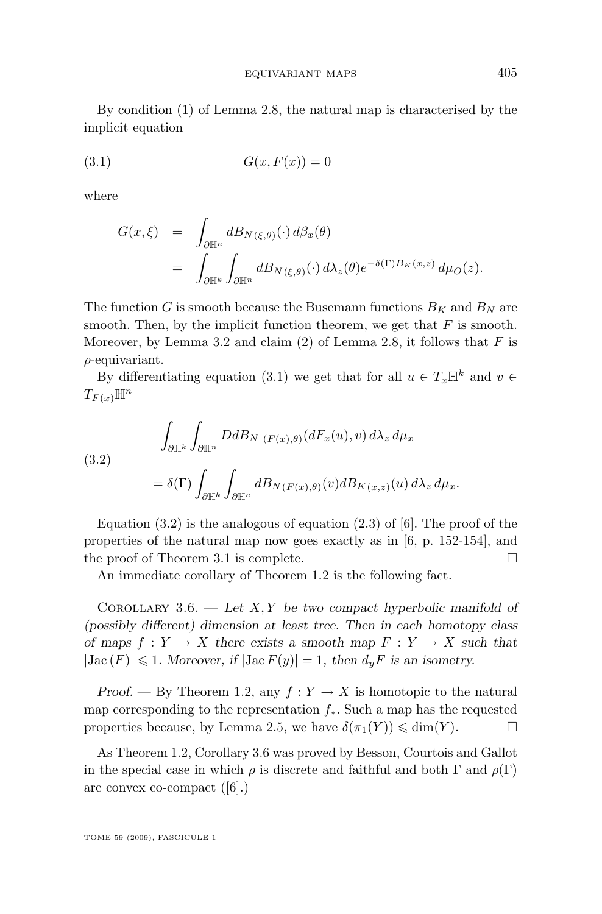By condition (1) of Lemma 2.8, the natural map is characterised by the implicit equation

$$G(x, F(x)) = 0 \tag{3.1}$$

where

$$\begin{aligned} G(x,\xi) &= \int_{\partial \mathbb{H}^n} dB_{N(\xi,\theta)}(\cdot)\, d\beta_x(\theta) \\ &= \int_{\partial \mathbb{H}^k} \int_{\partial \mathbb{H}^n} dB_{N(\xi,\theta)}(\cdot)\, d\lambda_z(\theta) e^{-\delta(\Gamma) B_K(x,z)}\, d\mu_O(z). \end{aligned}$$

The function $G$ is smooth because the Busemann functions $B_K$ and $B_N$ are smooth. Then, by the implicit function theorem, we get that $F$ is smooth. Moreover, by Lemma 3.2 and claim (2) of Lemma 2.8, it follows that $F$ is $\rho$-equivariant.

By differentiating equation (3.1) we get that for all $u \in T_x\mathbb{H}^k$ and $v \in T_{F(x)}\mathbb{H}^n$

$$\begin{aligned} &\int_{\partial \mathbb{H}^k} \int_{\partial \mathbb{H}^n} DdB_N|_{(F(x),\theta)}(dF_x(u), v)\, d\lambda_z\, d\mu_x \\ &\quad = \delta(\Gamma) \int_{\partial \mathbb{H}^k} \int_{\partial \mathbb{H}^n} dB_{N(F(x),\theta)}(v) dB_{K(x,z)}(u)\, d\lambda_z\, d\mu_x. \end{aligned} \tag{3.2}$$

Equation (3.2) is the analogous of equation (2.3) of [6]. The proof of the properties of the natural map now goes exactly as in [6, p. 152-154], and the proof of Theorem 3.1 is complete. □

An immediate corollary of Theorem 1.2 is the following fact.

Corollary 3.6. — *Let $X, Y$ be two compact hyperbolic manifold of (possibly different) dimension at least tree. Then in each homotopy class of maps $f : Y \to X$ there exists a smooth map $F : Y \to X$ such that $|\mathrm{Jac}\,(F)| \leqslant 1$. Moreover, if $|\mathrm{Jac}\, F(y)| = 1$, then $d_yF$ is an isometry.*

*Proof.* — By Theorem 1.2, any $f : Y \to X$ is homotopic to the natural map corresponding to the representation $f_*$. Such a map has the requested properties because, by Lemma 2.5, we have $\delta(\pi_1(Y)) \leqslant \dim(Y)$. □

As Theorem 1.2, Corollary 3.6 was proved by Besson, Courtois and Gallot in the special case in which $\rho$ is discrete and faithful and both $\Gamma$ and $\rho(\Gamma)$ are convex co-compact ([6].)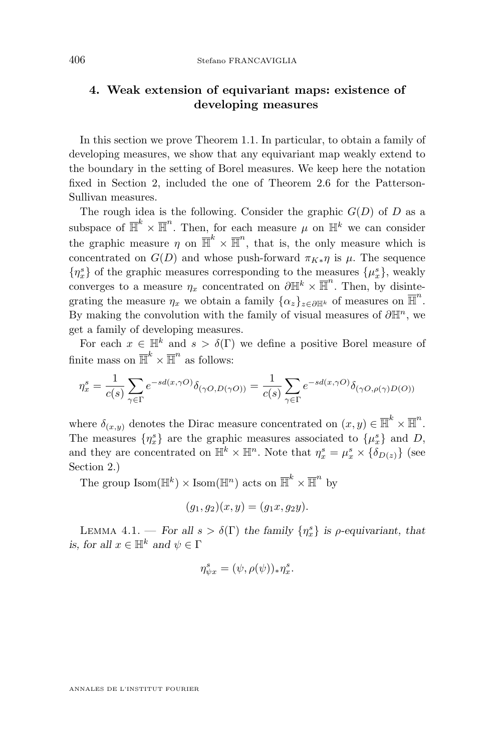## 4. Weak extension of equivariant maps: existence of developing measures

In this section we prove Theorem 1.1. In particular, to obtain a family of developing measures, we show that any equivariant map weakly extend to the boundary in the setting of Borel measures. We keep here the notation fixed in Section 2, included the one of Theorem 2.6 for the Patterson-Sullivan measures.

The rough idea is the following. Consider the graphic $G(D)$ of $D$ as a subspace of $\overline{\mathbb{H}}^k \times \overline{\mathbb{H}}^n$. Then, for each measure $\mu$ on $\mathbb{H}^k$ we can consider the graphic measure $\eta$ on $\overline{\mathbb{H}}^k \times \overline{\mathbb{H}}^n$, that is, the only measure which is concentrated on $G(D)$ and whose push-forward $\pi_{K*}\eta$ is $\mu$. The sequence $\{\eta_x^s\}$ of the graphic measures corresponding to the measures $\{\mu_x^s\}$, weakly converges to a measure $\eta_x$ concentrated on $\partial\mathbb{H}^k \times \overline{\mathbb{H}}^n$. Then, by disintegrating the measure $\eta_x$ we obtain a family $\{\alpha_z\}_{z\in\partial\mathbb{H}^k}$ of measures on $\overline{\mathbb{H}}^n$. By making the convolution with the family of visual measures of $\partial\mathbb{H}^n$, we get a family of developing measures.

For each $x \in \mathbb{H}^k$ and $s > \delta(\Gamma)$ we define a positive Borel measure of finite mass on $\overline{\mathbb{H}}^k \times \overline{\mathbb{H}}^n$ as follows:

$$\eta_x^s = \frac{1}{c(s)} \sum_{\gamma\in\Gamma} e^{-sd(x,\gamma O)} \delta_{(\gamma O, D(\gamma O))} = \frac{1}{c(s)} \sum_{\gamma\in\Gamma} e^{-sd(x,\gamma O)} \delta_{(\gamma O, \rho(\gamma) D(O))}$$

where $\delta_{(x,y)}$ denotes the Dirac measure concentrated on $(x,y) \in \overline{\mathbb{H}}^k \times \overline{\mathbb{H}}^n$. The measures $\{\eta_x^s\}$ are the graphic measures associated to $\{\mu_x^s\}$ and $D$, and they are concentrated on $\mathbb{H}^k \times \mathbb{H}^n$. Note that $\eta_x^s = \mu_x^s \times \{\delta_{D(z)}\}$ (see Section 2.)

The group $\mathrm{Isom}(\mathbb{H}^k) \times \mathrm{Isom}(\mathbb{H}^n)$ acts on $\overline{\mathbb{H}}^k \times \overline{\mathbb{H}}^n$ by

$$(g_1, g_2)(x, y) = (g_1 x, g_2 y).$$

Lemma 4.1. — *For all $s > \delta(\Gamma)$ the family $\{\eta_x^s\}$ is $\rho$-equivariant, that is, for all $x \in \mathbb{H}^k$ and $\psi \in \Gamma$*

$$\eta_{\psi x}^s = (\psi, \rho(\psi))_* \eta_x^s.$$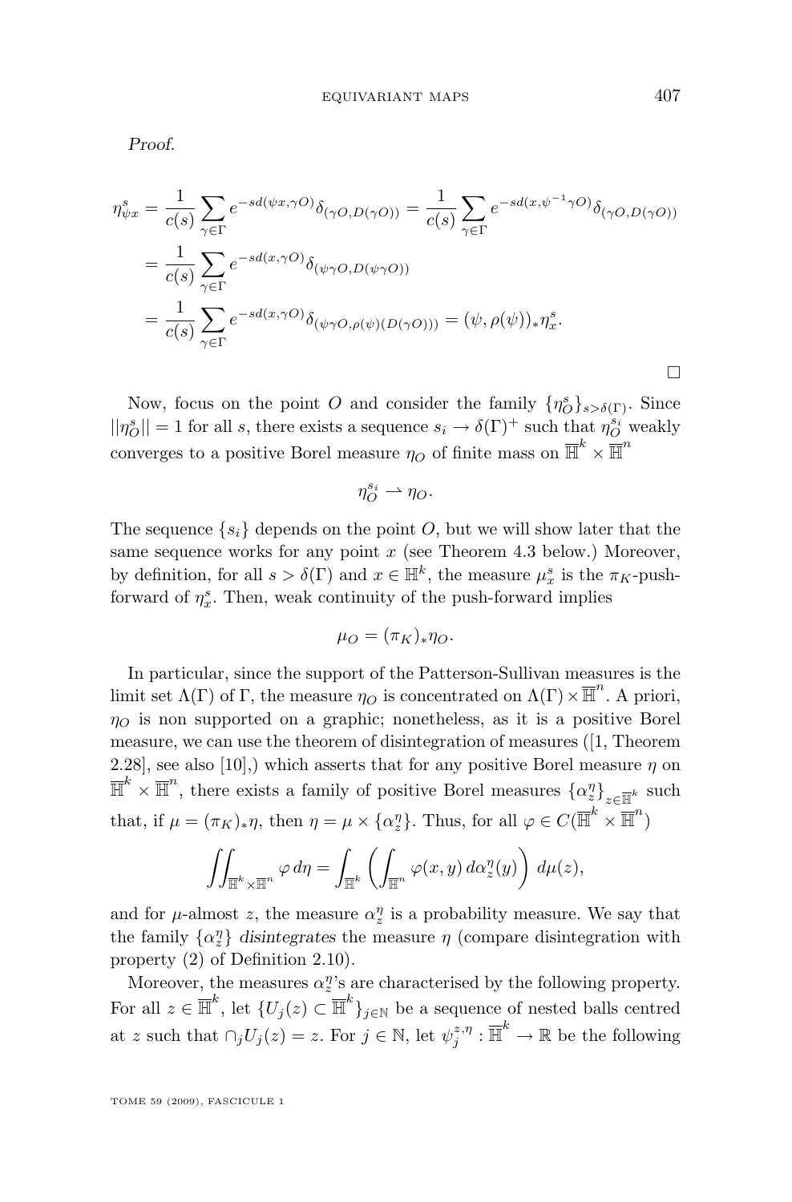*Proof.*

$$
\begin{aligned}
\eta^s_{\psi x} &= \frac{1}{c(s)} \sum_{\gamma \in \Gamma} e^{-sd(\psi x, \gamma O)} \delta_{(\gamma O, D(\gamma O))} = \frac{1}{c(s)} \sum_{\gamma \in \Gamma} e^{-sd(x, \psi^{-1}\gamma O)} \delta_{(\gamma O, D(\gamma O))} \\
&= \frac{1}{c(s)} \sum_{\gamma \in \Gamma} e^{-sd(x, \gamma O)} \delta_{(\psi\gamma O, D(\psi\gamma O))} \\
&= \frac{1}{c(s)} \sum_{\gamma \in \Gamma} e^{-sd(x, \gamma O)} \delta_{(\psi\gamma O, \rho(\psi)(D(\gamma O)))} = (\psi, \rho(\psi))_* \eta^s_x.
\end{aligned}
$$

□

Now, focus on the point $O$ and consider the family $\{\eta^s_O\}_{s > \delta(\Gamma)}$. Since $||\eta^s_O|| = 1$ for all $s$, there exists a sequence $s_i \to \delta(\Gamma)^+$ such that $\eta^{s_i}_O$ weakly converges to a positive Borel measure $\eta_O$ of finite mass on $\overline{\mathbb{H}}^k \times \overline{\mathbb{H}}^n$

$$
\eta^{s_i}_O \rightharpoonup \eta_O.
$$

The sequence $\{s_i\}$ depends on the point $O$, but we will show later that the same sequence works for any point $x$ (see Theorem 4.3 below.) Moreover, by definition, for all $s > \delta(\Gamma)$ and $x \in \mathbb{H}^k$, the measure $\mu^s_x$ is the $\pi_K$-push-forward of $\eta^s_x$. Then, weak continuity of the push-forward implies

$$
\mu_O = (\pi_K)_* \eta_O.
$$

In particular, since the support of the Patterson-Sullivan measures is the limit set $\Lambda(\Gamma)$ of $\Gamma$, the measure $\eta_O$ is concentrated on $\Lambda(\Gamma) \times \overline{\mathbb{H}}^n$. A priori, $\eta_O$ is non supported on a graphic; nonetheless, as it is a positive Borel measure, we can use the theorem of disintegration of measures ([1, Theorem 2.28], see also [10],) which asserts that for any positive Borel measure $\eta$ on $\overline{\mathbb{H}}^k \times \overline{\mathbb{H}}^n$, there exists a family of positive Borel measures $\{\alpha^\eta_z\}_{z \in \overline{\mathbb{H}}^k}$ such that, if $\mu = (\pi_K)_* \eta$, then $\eta = \mu \times \{\alpha^\eta_z\}$. Thus, for all $\varphi \in C(\overline{\mathbb{H}}^k \times \overline{\mathbb{H}}^n)$

$$
\iint_{\overline{\mathbb{H}}^k \times \overline{\mathbb{H}}^n} \varphi \, d\eta = \int_{\overline{\mathbb{H}}^k} \left( \int_{\overline{\mathbb{H}}^n} \varphi(x, y) \, d\alpha^\eta_z(y) \right) d\mu(z),
$$

and for $\mu$-almost $z$, the measure $\alpha^\eta_z$ is a probability measure. We say that the family $\{\alpha^\eta_z\}$ *disintegrates* the measure $\eta$ (compare disintegration with property (2) of Definition 2.10).

Moreover, the measures $\alpha^\eta_z$'s are characterised by the following property. For all $z \in \overline{\mathbb{H}}^k$, let $\{U_j(z) \subset \overline{\mathbb{H}}^k\}_{j \in \mathbb{N}}$ be a sequence of nested balls centred at $z$ such that $\cap_j U_j(z) = z$. For $j \in \mathbb{N}$, let $\psi^{z,\eta}_j : \overline{\mathbb{H}}^k \to \mathbb{R}$ be the following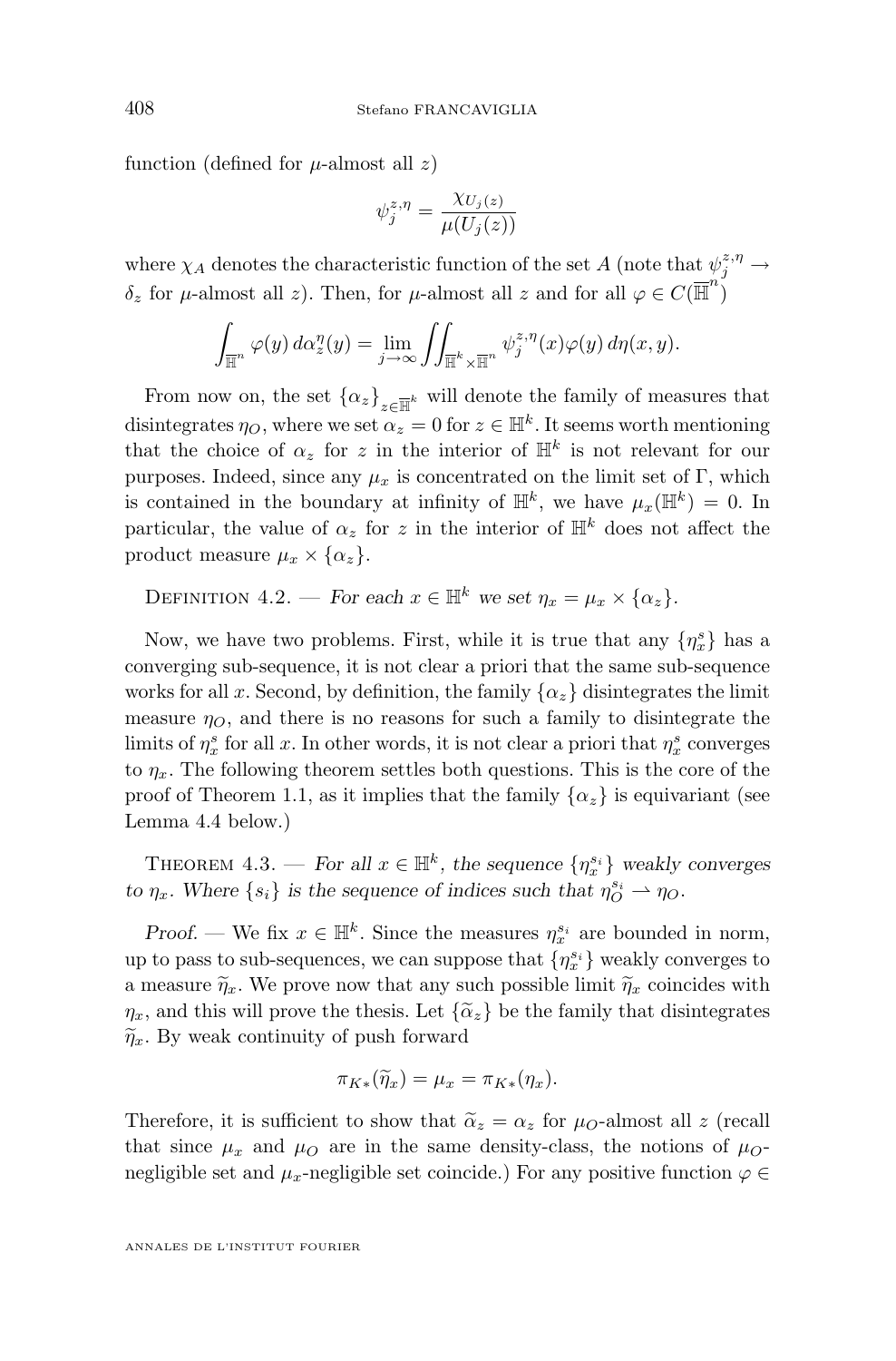function (defined for $\mu$-almost all $z$)

$$\psi_j^{z,\eta} = \frac{\chi_{U_j(z)}}{\mu(U_j(z))}$$

where $\chi_A$ denotes the characteristic function of the set $A$ (note that $\psi_j^{z,\eta} \to \delta_z$ for $\mu$-almost all $z$). Then, for $\mu$-almost all $z$ and for all $\varphi \in C(\overline{\mathbb{H}}^n)$

$$\int_{\overline{\mathbb{H}}^n} \varphi(y)\, d\alpha_z^\eta(y) = \lim_{j\to\infty} \iint_{\overline{\mathbb{H}}^k \times \overline{\mathbb{H}}^n} \psi_j^{z,\eta}(x)\varphi(y)\, d\eta(x,y).$$

From now on, the set $\{\alpha_z\}_{z\in\overline{\mathbb{H}}^k}$ will denote the family of measures that disintegrates $\eta_O$, where we set $\alpha_z = 0$ for $z \in \mathbb{H}^k$. It seems worth mentioning that the choice of $\alpha_z$ for $z$ in the interior of $\mathbb{H}^k$ is not relevant for our purposes. Indeed, since any $\mu_x$ is concentrated on the limit set of $\Gamma$, which is contained in the boundary at infinity of $\mathbb{H}^k$, we have $\mu_x(\mathbb{H}^k) = 0$. In particular, the value of $\alpha_z$ for $z$ in the interior of $\mathbb{H}^k$ does not affect the product measure $\mu_x \times \{\alpha_z\}$.

Definition 4.2. — *For each $x \in \mathbb{H}^k$ we set $\eta_x = \mu_x \times \{\alpha_z\}$.*

Now, we have two problems. First, while it is true that any $\{\eta_x^s\}$ has a converging sub-sequence, it is not clear a priori that the same sub-sequence works for all $x$. Second, by definition, the family $\{\alpha_z\}$ disintegrates the limit measure $\eta_O$, and there is no reasons for such a family to disintegrate the limits of $\eta_x^s$ for all $x$. In other words, it is not clear a priori that $\eta_x^s$ converges to $\eta_x$. The following theorem settles both questions. This is the core of the proof of Theorem 1.1, as it implies that the family $\{\alpha_z\}$ is equivariant (see Lemma 4.4 below.)

Theorem 4.3. — *For all $x \in \mathbb{H}^k$, the sequence $\{\eta_x^{s_i}\}$ weakly converges to $\eta_x$. Where $\{s_i\}$ is the sequence of indices such that $\eta_O^{s_i} \rightharpoonup \eta_O$.*

*Proof.* — We fix $x \in \mathbb{H}^k$. Since the measures $\eta_x^{s_i}$ are bounded in norm, up to pass to sub-sequences, we can suppose that $\{\eta_x^{s_i}\}$ weakly converges to a measure $\widetilde{\eta}_x$. We prove now that any such possible limit $\widetilde{\eta}_x$ coincides with $\eta_x$, and this will prove the thesis. Let $\{\widetilde{\alpha}_z\}$ be the family that disintegrates $\widetilde{\eta}_x$. By weak continuity of push forward

$$\pi_{K*}(\widetilde{\eta}_x) = \mu_x = \pi_{K*}(\eta_x).$$

Therefore, it is sufficient to show that $\widetilde{\alpha}_z = \alpha_z$ for $\mu_O$-almost all $z$ (recall that since $\mu_x$ and $\mu_O$ are in the same density-class, the notions of $\mu_O$-negligible set and $\mu_x$-negligible set coincide.) For any positive function $\varphi \in$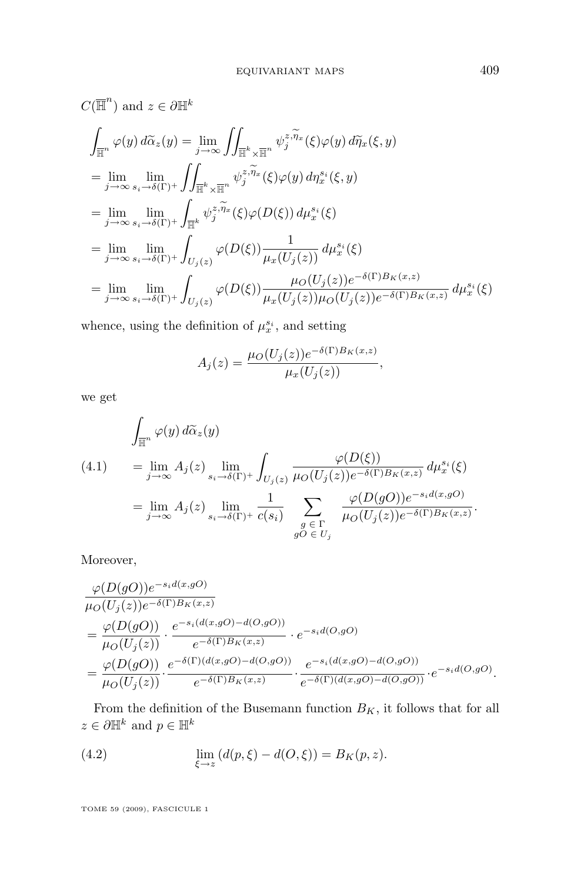$C(\overline{\mathbb{H}}^n)$ and $z \in \partial\mathbb{H}^k$

$$
\begin{aligned}
&\int_{\overline{\mathbb{H}}^n} \varphi(y)\, d\widetilde{\alpha}_z(y) = \lim_{j\to\infty} \iint_{\overline{\mathbb{H}}^k \times \overline{\mathbb{H}}^n} \psi_j^{z,\widetilde{\eta}_x}(\xi)\varphi(y)\, d\widetilde{\eta}_x(\xi, y) \\
&= \lim_{j\to\infty} \lim_{s_i\to\delta(\Gamma)^+} \iint_{\overline{\mathbb{H}}^k \times \overline{\mathbb{H}}^n} \psi_j^{z,\widetilde{\eta}_x}(\xi)\varphi(y)\, d\eta_x^{s_i}(\xi, y) \\
&= \lim_{j\to\infty} \lim_{s_i\to\delta(\Gamma)^+} \int_{\overline{\mathbb{H}}^k} \psi_j^{z,\widetilde{\eta}_x}(\xi)\varphi(D(\xi))\, d\mu_x^{s_i}(\xi) \\
&= \lim_{j\to\infty} \lim_{s_i\to\delta(\Gamma)^+} \int_{U_j(z)} \varphi(D(\xi)) \frac{1}{\mu_x(U_j(z))}\, d\mu_x^{s_i}(\xi) \\
&= \lim_{j\to\infty} \lim_{s_i\to\delta(\Gamma)^+} \int_{U_j(z)} \varphi(D(\xi)) \frac{\mu_O(U_j(z)) e^{-\delta(\Gamma)B_K(x,z)}}{\mu_x(U_j(z))\mu_O(U_j(z)) e^{-\delta(\Gamma)B_K(x,z)}}\, d\mu_x^{s_i}(\xi)
\end{aligned}
$$

whence, using the definition of $\mu_x^{s_i}$, and setting

$$
A_j(z) = \frac{\mu_O(U_j(z)) e^{-\delta(\Gamma)B_K(x,z)}}{\mu_x(U_j(z))},
$$

we get

$$
\begin{aligned}
&\int_{\overline{\mathbb{H}}^n} \varphi(y)\, d\widetilde{\alpha}_z(y) \\
&= \lim_{j\to\infty} A_j(z) \lim_{s_i\to\delta(\Gamma)^+} \int_{U_j(z)} \frac{\varphi(D(\xi))}{\mu_O(U_j(z)) e^{-\delta(\Gamma)B_K(x,z)}}\, d\mu_x^{s_i}(\xi) \\
&= \lim_{j\to\infty} A_j(z) \lim_{s_i\to\delta(\Gamma)^+} \frac{1}{c(s_i)} \sum_{\substack{g\,\in\,\Gamma \\ gO\,\in\,U_j}} \frac{\varphi(D(gO)) e^{-s_i d(x,gO)}}{\mu_O(U_j(z)) e^{-\delta(\Gamma)B_K(x,z)}}.
\end{aligned}
\tag{4.1}
$$

Moreover,

$$
\begin{aligned}
&\frac{\varphi(D(gO)) e^{-s_i d(x,gO)}}{\mu_O(U_j(z)) e^{-\delta(\Gamma)B_K(x,z)}} \\
&= \frac{\varphi(D(gO))}{\mu_O(U_j(z))} \cdot \frac{e^{-s_i(d(x,gO)-d(O,gO))}}{e^{-\delta(\Gamma)B_K(x,z)}} \cdot e^{-s_i d(O,gO)} \\
&= \frac{\varphi(D(gO))}{\mu_O(U_j(z))} \cdot \frac{e^{-\delta(\Gamma)(d(x,gO)-d(O,gO))}}{e^{-\delta(\Gamma)B_K(x,z)}} \cdot \frac{e^{-s_i(d(x,gO)-d(O,gO))}}{e^{-\delta(\Gamma)(d(x,gO)-d(O,gO))}} \cdot e^{-s_i d(O,gO)}.
\end{aligned}
$$

From the definition of the Busemann function $B_K$, it follows that for all $z \in \partial\mathbb{H}^k$ and $p \in \mathbb{H}^k$

$$
\lim_{\xi\to z} \left(d(p,\xi) - d(O,\xi)\right) = B_K(p, z).
\tag{4.2}
$$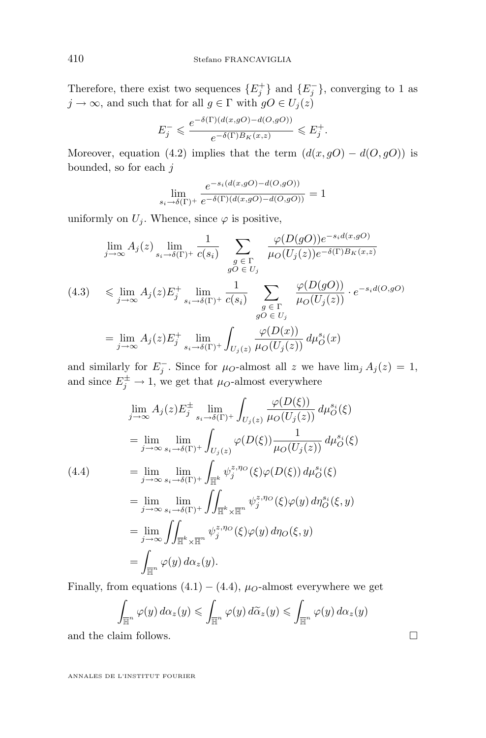Therefore, there exist two sequences $\{E_j^+\}$ and $\{E_j^-\}$, converging to 1 as $j \to \infty$, and such that for all $g \in \Gamma$ with $gO \in U_j(z)$

$$E_j^- \leqslant \frac{e^{-\delta(\Gamma)(d(x,gO)-d(O,gO))}}{e^{-\delta(\Gamma)B_K(x,z)}} \leqslant E_j^+.$$

Moreover, equation (4.2) implies that the term $(d(x,gO) - d(O,gO))$ is bounded, so for each $j$

$$\lim_{s_i \to \delta(\Gamma)^+} \frac{e^{-s_i(d(x,gO)-d(O,gO))}}{e^{-\delta(\Gamma)(d(x,gO)-d(O,gO))}} = 1$$

uniformly on $U_j$. Whence, since $\varphi$ is positive,

$$\begin{aligned}
&\lim_{j\to\infty} A_j(z) \lim_{s_i\to\delta(\Gamma)^+} \frac{1}{c(s_i)} \sum_{\substack{g\,\in\,\Gamma\\ gO\,\in\,U_j}} \frac{\varphi(D(gO))e^{-s_i d(x,gO)}}{\mu_O(U_j(z))e^{-\delta(\Gamma)B_K(x,z)}} \\
\tag{4.3} &\leqslant \lim_{j\to\infty} A_j(z)E_j^+ \lim_{s_i\to\delta(\Gamma)^+} \frac{1}{c(s_i)} \sum_{\substack{g\,\in\,\Gamma\\ gO\,\in\,U_j}} \frac{\varphi(D(gO))}{\mu_O(U_j(z))} \cdot e^{-s_i d(O,gO)} \\
&= \lim_{j\to\infty} A_j(z)E_j^+ \lim_{s_i\to\delta(\Gamma)^+} \int_{U_j(z)} \frac{\varphi(D(x))}{\mu_O(U_j(z))}\, d\mu_O^{s_i}(x)
\end{aligned}$$

and similarly for $E_j^-$. Since for $\mu_O$-almost all $z$ we have $\lim_j A_j(z) = 1$, and since $E_j^\pm \to 1$, we get that $\mu_O$-almost everywhere

$$\begin{aligned}
&\lim_{j\to\infty} A_j(z)E_j^\pm \lim_{s_i\to\delta(\Gamma)^+} \int_{U_j(z)} \frac{\varphi(D(\xi))}{\mu_O(U_j(z))}\, d\mu_O^{s_i}(\xi) \\
&= \lim_{j\to\infty} \lim_{s_i\to\delta(\Gamma)^+} \int_{U_j(z)} \varphi(D(\xi)) \frac{1}{\mu_O(U_j(z))}\, d\mu_O^{s_i}(\xi) \\
\tag{4.4} &= \lim_{j\to\infty} \lim_{s_i\to\delta(\Gamma)^+} \int_{\overline{\mathbb{H}}^k} \psi_j^{z,\eta_O}(\xi)\varphi(D(\xi))\, d\mu_O^{s_i}(\xi) \\
&= \lim_{j\to\infty} \lim_{s_i\to\delta(\Gamma)^+} \iint_{\overline{\mathbb{H}}^k\times\overline{\mathbb{H}}^n} \psi_j^{z,\eta_O}(\xi)\varphi(y)\, d\eta_O^{s_i}(\xi,y) \\
&= \lim_{j\to\infty} \iint_{\overline{\mathbb{H}}^k\times\overline{\mathbb{H}}^n} \psi_j^{z,\eta_O}(\xi)\varphi(y)\, d\eta_O(\xi,y) \\
&= \int_{\overline{\mathbb{H}}^n} \varphi(y)\, d\alpha_z(y).
\end{aligned}$$

Finally, from equations (4.1) – (4.4), $\mu_O$-almost everywhere we get

$$\int_{\overline{\mathbb{H}}^n} \varphi(y)\, d\alpha_z(y) \leqslant \int_{\overline{\mathbb{H}}^n} \varphi(y)\, d\widetilde{\alpha}_z(y) \leqslant \int_{\overline{\mathbb{H}}^n} \varphi(y)\, d\alpha_z(y)$$

and the claim follows. □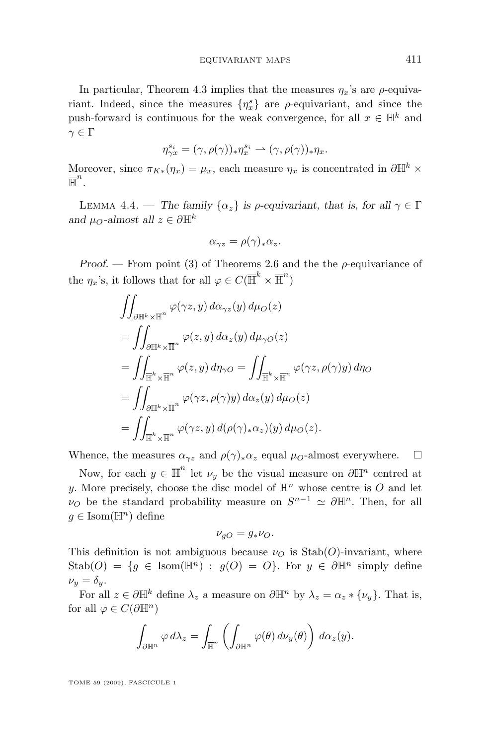In particular, Theorem 4.3 implies that the measures $\eta_x$'s are $\rho$-equivariant. Indeed, since the measures $\{\eta_x^s\}$ are $\rho$-equivariant, and since the push-forward is continuous for the weak convergence, for all $x \in \mathbb{H}^k$ and $\gamma \in \Gamma$

$$\eta_{\gamma x}^{s_i} = (\gamma, \rho(\gamma))_* \eta_x^{s_i} \rightharpoonup (\gamma, \rho(\gamma))_* \eta_x.$$

Moreover, since $\pi_{K*}(\eta_x) = \mu_x$, each measure $\eta_x$ is concentrated in $\partial \mathbb{H}^k \times \overline{\mathbb{H}}^n$.

Lemma 4.4. — *The family $\{\alpha_z\}$ is $\rho$-equivariant, that is, for all $\gamma \in \Gamma$ and $\mu_O$-almost all $z \in \partial \mathbb{H}^k$*

$$\alpha_{\gamma z} = \rho(\gamma)_* \alpha_z.$$

*Proof.* — From point (3) of Theorems 2.6 and the the $\rho$-equivariance of the $\eta_x$'s, it follows that for all $\varphi \in C(\overline{\mathbb{H}}^k \times \overline{\mathbb{H}}^n)$

$$\begin{aligned}
&\iint_{\partial \mathbb{H}^k \times \overline{\mathbb{H}}^n} \varphi(\gamma z, y)\, d\alpha_{\gamma z}(y)\, d\mu_O(z) \\
&= \iint_{\partial \mathbb{H}^k \times \overline{\mathbb{H}}^n} \varphi(z, y)\, d\alpha_z(y)\, d\mu_{\gamma O}(z) \\
&= \iint_{\overline{\mathbb{H}}^k \times \overline{\mathbb{H}}^n} \varphi(z, y)\, d\eta_{\gamma O} = \iint_{\overline{\mathbb{H}}^k \times \overline{\mathbb{H}}^n} \varphi(\gamma z, \rho(\gamma) y)\, d\eta_O \\
&= \iint_{\partial \mathbb{H}^k \times \overline{\mathbb{H}}^n} \varphi(\gamma z, \rho(\gamma) y)\, d\alpha_z(y)\, d\mu_O(z) \\
&= \iint_{\overline{\mathbb{H}}^k \times \overline{\mathbb{H}}^n} \varphi(\gamma z, y)\, d(\rho(\gamma)_* \alpha_z)(y)\, d\mu_O(z).
\end{aligned}$$

Whence, the measures $\alpha_{\gamma z}$ and $\rho(\gamma)_* \alpha_z$ equal $\mu_O$-almost everywhere. $\square$

Now, for each $y \in \overline{\mathbb{H}}^n$ let $\nu_y$ be the visual measure on $\partial \mathbb{H}^n$ centred at $y$. More precisely, choose the disc model of $\mathbb{H}^n$ whose centre is $O$ and let $\nu_O$ be the standard probability measure on $S^{n-1} \simeq \partial \mathbb{H}^n$. Then, for all $g \in \mathrm{Isom}(\mathbb{H}^n)$ define

$$\nu_{gO} = g_* \nu_O.$$

This definition is not ambiguous because $\nu_O$ is $\mathrm{Stab}(O)$-invariant, where $\mathrm{Stab}(O) = \{g \in \mathrm{Isom}(\mathbb{H}^n) : g(O) = O\}$. For $y \in \partial \mathbb{H}^n$ simply define $\nu_y = \delta_y$.

For all $z \in \partial \mathbb{H}^k$ define $\lambda_z$ a measure on $\partial \mathbb{H}^n$ by $\lambda_z = \alpha_z * \{\nu_y\}$. That is, for all $\varphi \in C(\partial \mathbb{H}^n)$

$$\int_{\partial \mathbb{H}^n} \varphi\, d\lambda_z = \int_{\overline{\mathbb{H}}^n} \left( \int_{\partial \mathbb{H}^n} \varphi(\theta)\, d\nu_y(\theta) \right) d\alpha_z(y).$$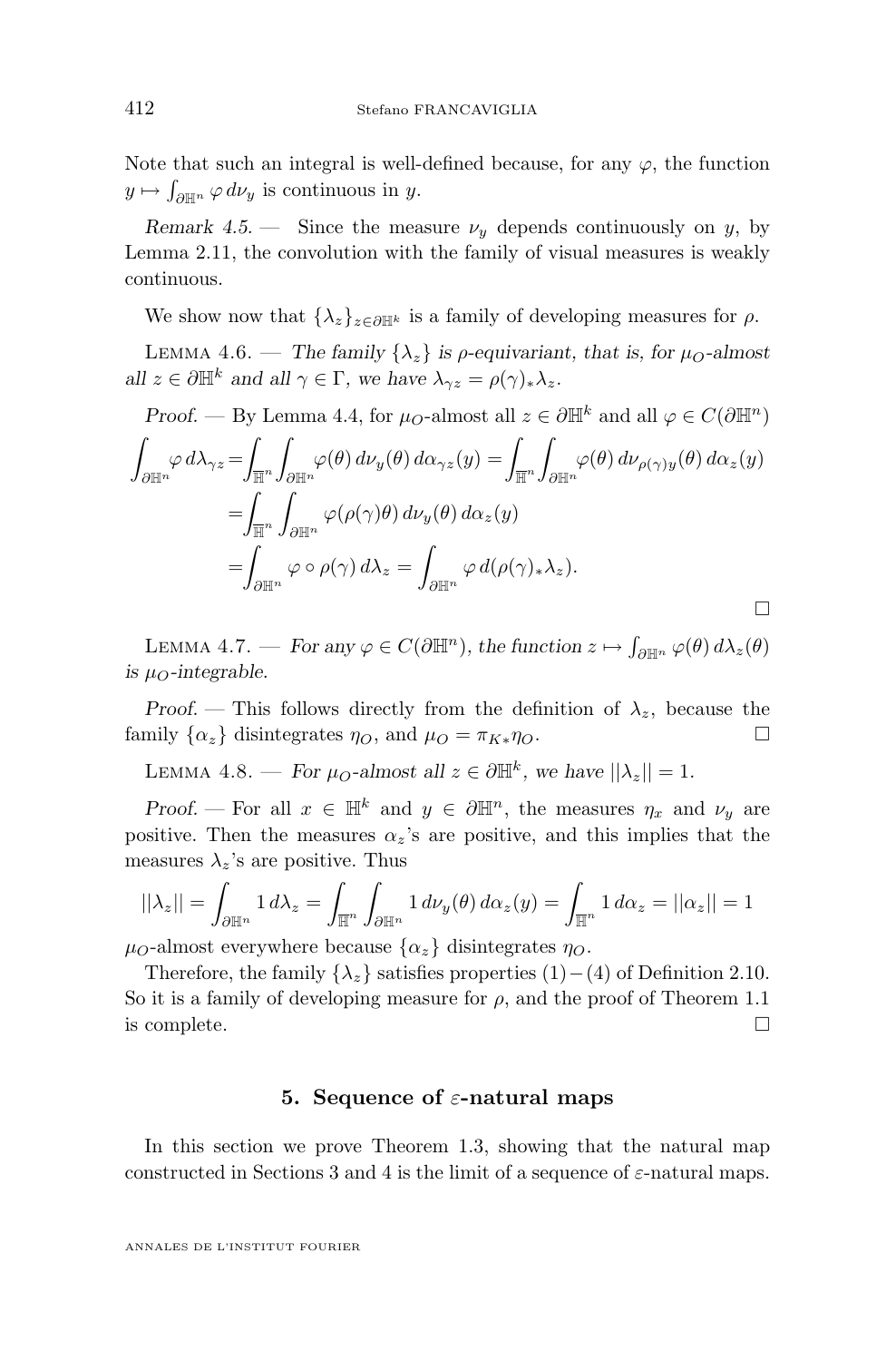Note that such an integral is well-defined because, for any $\varphi$, the function $y \mapsto \int_{\partial\mathbb{H}^n} \varphi \, d\nu_y$ is continuous in $y$.

*Remark 4.5.* — Since the measure $\nu_y$ depends continuously on $y$, by Lemma 2.11, the convolution with the family of visual measures is weakly continuous.

We show now that $\{\lambda_z\}_{z\in\partial\mathbb{H}^k}$ is a family of developing measures for $\rho$.

Lemma 4.6. — *The family $\{\lambda_z\}$ is $\rho$-equivariant, that is, for $\mu_O$-almost all $z \in \partial\mathbb{H}^k$ and all $\gamma \in \Gamma$, we have $\lambda_{\gamma z} = \rho(\gamma)_*\lambda_z$.*

*Proof.* — By Lemma 4.4, for $\mu_O$-almost all $z \in \partial\mathbb{H}^k$ and all $\varphi \in C(\partial\mathbb{H}^n)$

$$\begin{aligned}
\int_{\partial\mathbb{H}^n} \varphi \, d\lambda_{\gamma z} &= \int_{\overline{\mathbb{H}}^n} \int_{\partial\mathbb{H}^n} \varphi(\theta) \, d\nu_y(\theta) \, d\alpha_{\gamma z}(y) = \int_{\overline{\mathbb{H}}^n} \int_{\partial\mathbb{H}^n} \varphi(\theta) \, d\nu_{\rho(\gamma)y}(\theta) \, d\alpha_z(y) \\
&= \int_{\overline{\mathbb{H}}^n} \int_{\partial\mathbb{H}^n} \varphi(\rho(\gamma)\theta) \, d\nu_y(\theta) \, d\alpha_z(y) \\
&= \int_{\partial\mathbb{H}^n} \varphi \circ \rho(\gamma) \, d\lambda_z = \int_{\partial\mathbb{H}^n} \varphi \, d(\rho(\gamma)_*\lambda_z).
\end{aligned}$$

□

Lemma 4.7. — *For any $\varphi \in C(\partial\mathbb{H}^n)$, the function $z \mapsto \int_{\partial\mathbb{H}^n} \varphi(\theta) \, d\lambda_z(\theta)$ is $\mu_O$-integrable.*

*Proof.* — This follows directly from the definition of $\lambda_z$, because the family $\{\alpha_z\}$ disintegrates $\eta_O$, and $\mu_O = \pi_{K*}\eta_O$. □

Lemma 4.8. — *For $\mu_O$-almost all $z \in \partial\mathbb{H}^k$, we have $||\lambda_z|| = 1$.*

*Proof.* — For all $x \in \mathbb{H}^k$ and $y \in \partial\mathbb{H}^n$, the measures $\eta_x$ and $\nu_y$ are positive. Then the measures $\alpha_z$'s are positive, and this implies that the measures $\lambda_z$'s are positive. Thus

$$||\lambda_z|| = \int_{\partial\mathbb{H}^n} 1 \, d\lambda_z = \int_{\overline{\mathbb{H}}^n} \int_{\partial\mathbb{H}^n} 1 \, d\nu_y(\theta) \, d\alpha_z(y) = \int_{\overline{\mathbb{H}}^n} 1 \, d\alpha_z = ||\alpha_z|| = 1$$

$\mu_O$-almost everywhere because $\{\alpha_z\}$ disintegrates $\eta_O$.

Therefore, the family $\{\lambda_z\}$ satisfies properties (1)−(4) of Definition 2.10. So it is a family of developing measure for $\rho$, and the proof of Theorem 1.1 is complete. □

## 5. Sequence of $\varepsilon$-natural maps

In this section we prove Theorem 1.3, showing that the natural map constructed in Sections 3 and 4 is the limit of a sequence of $\varepsilon$-natural maps.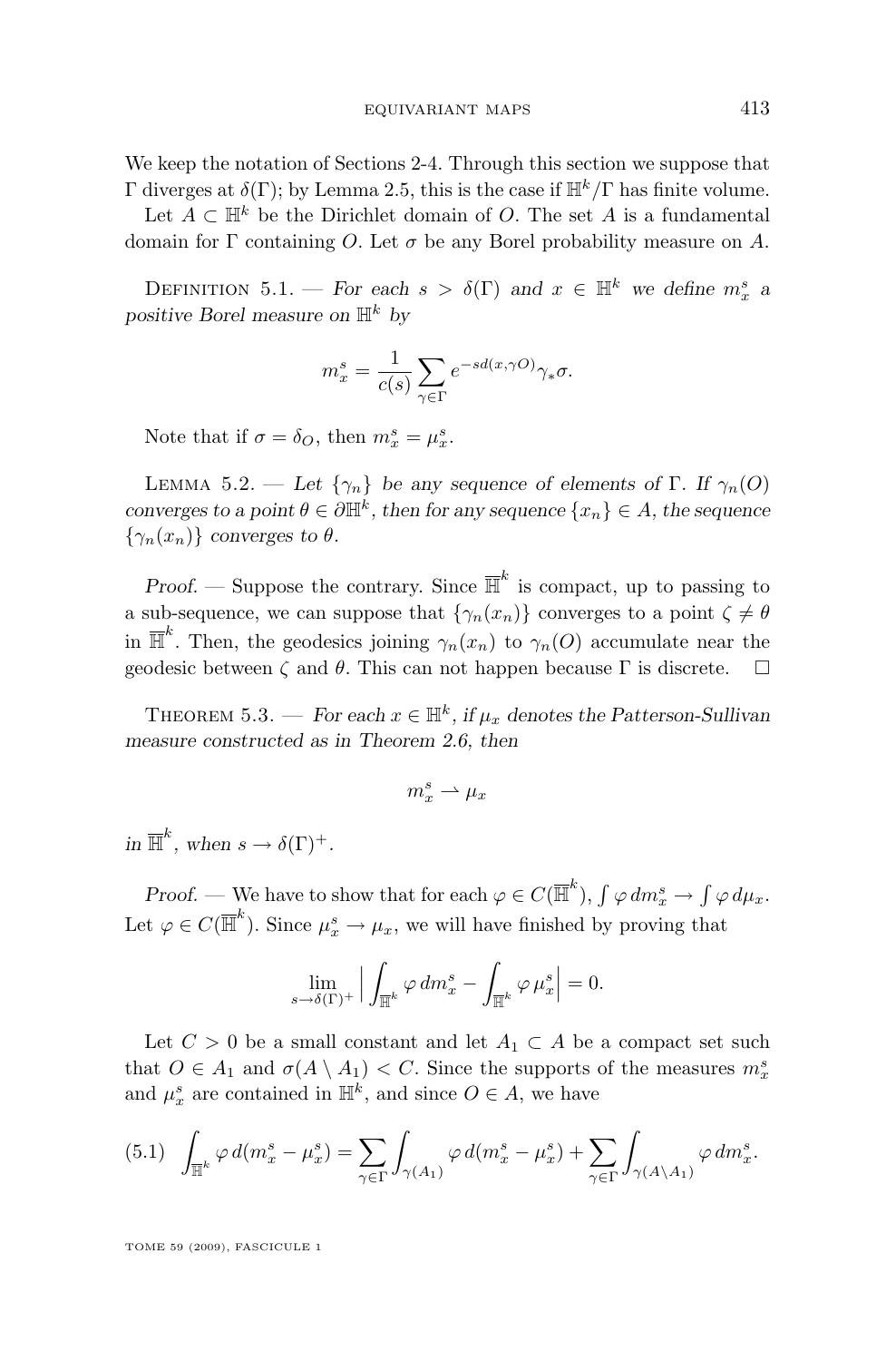We keep the notation of Sections 2-4. Through this section we suppose that $\Gamma$ diverges at $\delta(\Gamma)$; by Lemma 2.5, this is the case if $\mathbb{H}^k/\Gamma$ has finite volume.

Let $A \subset \mathbb{H}^k$ be the Dirichlet domain of $O$. The set $A$ is a fundamental domain for $\Gamma$ containing $O$. Let $\sigma$ be any Borel probability measure on $A$.

Definition 5.1. — *For each $s > \delta(\Gamma)$ and $x \in \mathbb{H}^k$ we define $m_x^s$ a positive Borel measure on $\mathbb{H}^k$ by*

$$m_x^s = \frac{1}{c(s)} \sum_{\gamma \in \Gamma} e^{-sd(x,\gamma O)} \gamma_* \sigma.$$

Note that if $\sigma = \delta_O$, then $m_x^s = \mu_x^s$.

Lemma 5.2. — *Let $\{\gamma_n\}$ be any sequence of elements of $\Gamma$. If $\gamma_n(O)$ converges to a point $\theta \in \partial\mathbb{H}^k$, then for any sequence $\{x_n\} \in A$, the sequence $\{\gamma_n(x_n)\}$ converges to $\theta$.*

*Proof.* — Suppose the contrary. Since $\overline{\mathbb{H}}^k$ is compact, up to passing to a sub-sequence, we can suppose that $\{\gamma_n(x_n)\}$ converges to a point $\zeta \neq \theta$ in $\overline{\mathbb{H}}^k$. Then, the geodesics joining $\gamma_n(x_n)$ to $\gamma_n(O)$ accumulate near the geodesic between $\zeta$ and $\theta$. This can not happen because $\Gamma$ is discrete. $\square$

Theorem 5.3. — *For each $x \in \mathbb{H}^k$, if $\mu_x$ denotes the Patterson-Sullivan measure constructed as in Theorem 2.6, then*

$$m_x^s \rightharpoonup \mu_x$$

*in $\overline{\mathbb{H}}^k$, when $s \to \delta(\Gamma)^+$.*

*Proof.* — We have to show that for each $\varphi \in C(\overline{\mathbb{H}}^k)$, $\int \varphi \, dm_x^s \to \int \varphi \, d\mu_x$. Let $\varphi \in C(\overline{\mathbb{H}}^k)$. Since $\mu_x^s \to \mu_x$, we will have finished by proving that

$$\lim_{s \to \delta(\Gamma)^+} \Big| \int_{\mathbb{H}^k} \varphi \, dm_x^s - \int_{\mathbb{H}^k} \varphi \, \mu_x^s \Big| = 0.$$

Let $C > 0$ be a small constant and let $A_1 \subset A$ be a compact set such that $O \in A_1$ and $\sigma(A \setminus A_1) < C$. Since the supports of the measures $m_x^s$ and $\mu_x^s$ are contained in $\mathbb{H}^k$, and since $O \in A$, we have

$$\int_{\mathbb{H}^k} \varphi \, d(m_x^s - \mu_x^s) = \sum_{\gamma \in \Gamma} \int_{\gamma(A_1)} \varphi \, d(m_x^s - \mu_x^s) + \sum_{\gamma \in \Gamma} \int_{\gamma(A \setminus A_1)} \varphi \, dm_x^s. \tag{5.1}$$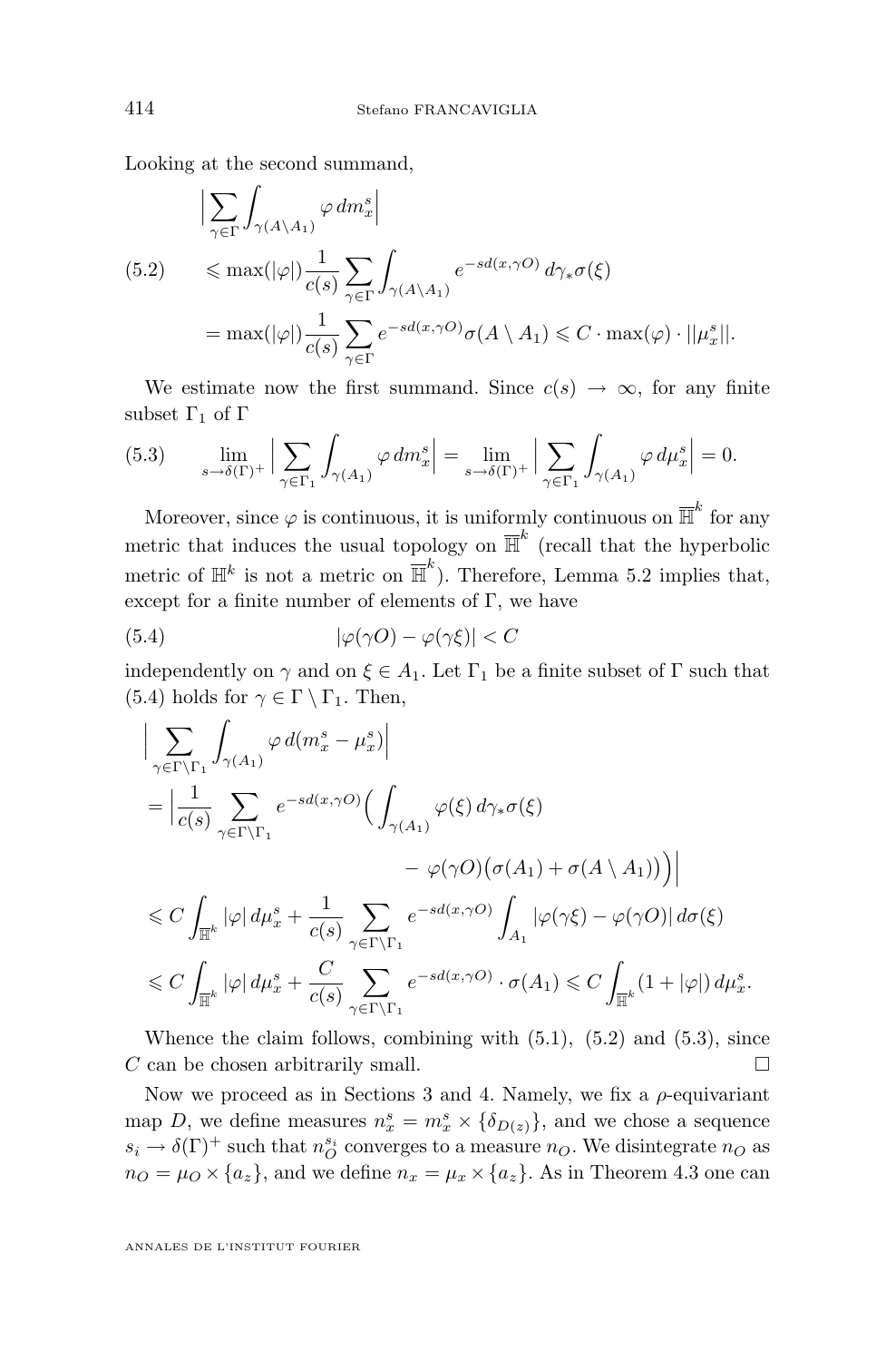Looking at the second summand,

$$
\begin{aligned}
&\Big|\sum_{\gamma\in\Gamma}\int_{\gamma(A\setminus A_1)}\varphi\, dm_x^s\Big| \\
(5.2)\qquad &\leqslant \max(|\varphi|)\frac{1}{c(s)}\sum_{\gamma\in\Gamma}\int_{\gamma(A\setminus A_1)} e^{-sd(x,\gamma O)}\, d\gamma_*\sigma(\xi) \\
&= \max(|\varphi|)\frac{1}{c(s)}\sum_{\gamma\in\Gamma} e^{-sd(x,\gamma O)}\sigma(A\setminus A_1) \leqslant C\cdot\max(\varphi)\cdot||\mu_x^s||.
\end{aligned}
$$

We estimate now the first summand. Since $c(s)\to\infty$, for any finite subset $\Gamma_1$ of $\Gamma$

$$
(5.3)\qquad \lim_{s\to\delta(\Gamma)^+}\Big|\sum_{\gamma\in\Gamma_1}\int_{\gamma(A_1)}\varphi\, dm_x^s\Big| = \lim_{s\to\delta(\Gamma)^+}\Big|\sum_{\gamma\in\Gamma_1}\int_{\gamma(A_1)}\varphi\, d\mu_x^s\Big| = 0.
$$

Moreover, since $\varphi$ is continuous, it is uniformly continuous on $\overline{\mathbb{H}}^k$ for any metric that induces the usual topology on $\overline{\mathbb{H}}^k$ (recall that the hyperbolic metric of $\mathbb{H}^k$ is not a metric on $\overline{\mathbb{H}}^k$). Therefore, Lemma 5.2 implies that, except for a finite number of elements of $\Gamma$, we have

$$
(5.4)\qquad |\varphi(\gamma O)-\varphi(\gamma\xi)| < C
$$

independently on $\gamma$ and on $\xi\in A_1$. Let $\Gamma_1$ be a finite subset of $\Gamma$ such that (5.4) holds for $\gamma\in\Gamma\setminus\Gamma_1$. Then,

$$
\begin{aligned}
&\Big|\sum_{\gamma\in\Gamma\setminus\Gamma_1}\int_{\gamma(A_1)}\varphi\, d(m_x^s-\mu_x^s)\Big| \\
&= \Big|\frac{1}{c(s)}\sum_{\gamma\in\Gamma\setminus\Gamma_1} e^{-sd(x,\gamma O)}\Big(\int_{\gamma(A_1)}\varphi(\xi)\, d\gamma_*\sigma(\xi) \\
&\qquad\qquad - \varphi(\gamma O)\big(\sigma(A_1)+\sigma(A\setminus A_1)\big)\Big)\Big| \\
&\leqslant C\int_{\overline{\mathbb{H}}^k}|\varphi|\, d\mu_x^s + \frac{1}{c(s)}\sum_{\gamma\in\Gamma\setminus\Gamma_1} e^{-sd(x,\gamma O)}\int_{A_1}|\varphi(\gamma\xi)-\varphi(\gamma O)|\, d\sigma(\xi) \\
&\leqslant C\int_{\overline{\mathbb{H}}^k}|\varphi|\, d\mu_x^s + \frac{C}{c(s)}\sum_{\gamma\in\Gamma\setminus\Gamma_1} e^{-sd(x,\gamma O)}\cdot\sigma(A_1) \leqslant C\int_{\overline{\mathbb{H}}^k}(1+|\varphi|)\, d\mu_x^s.
\end{aligned}
$$

Whence the claim follows, combining with (5.1), (5.2) and (5.3), since $C$ can be chosen arbitrarily small. $\square$

Now we proceed as in Sections 3 and 4. Namely, we fix a $\rho$-equivariant map $D$, we define measures $n_x^s = m_x^s\times\{\delta_{D(z)}\}$, and we chose a sequence $s_i\to\delta(\Gamma)^+$ such that $n_O^{s_i}$ converges to a measure $n_O$. We disintegrate $n_O$ as $n_O=\mu_O\times\{a_z\}$, and we define $n_x=\mu_x\times\{a_z\}$. As in Theorem 4.3 one can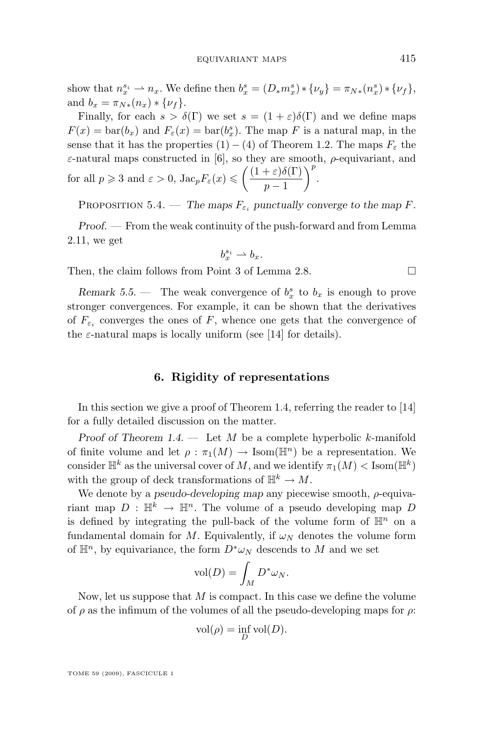show that $n_x^{s_i} \rightharpoonup n_x$. We define then $b_x^s = (D_* m_x^s) * \{\nu_y\} = \pi_{N*}(n_x^s) * \{\nu_f\}$, and $b_x = \pi_{N*}(n_x) * \{\nu_f\}$.

Finally, for each $s > \delta(\Gamma)$ we set $s = (1+\varepsilon)\delta(\Gamma)$ and we define maps $F(x) = \mathrm{bar}(b_x)$ and $F_\varepsilon(x) = \mathrm{bar}(b_x^s)$. The map $F$ is a natural map, in the sense that it has the properties $(1)-(4)$ of Theorem 1.2. The maps $F_\varepsilon$ the $\varepsilon$-natural maps constructed in [6], so they are smooth, $\rho$-equivariant, and for all $p \geqslant 3$ and $\varepsilon > 0$, $\mathrm{Jac}_p F_\varepsilon(x) \leqslant \left(\dfrac{(1+\varepsilon)\delta(\Gamma)}{p-1}\right)^p$.

Proposition 5.4. — *The maps $F_{\varepsilon_i}$ punctually converge to the map $F$.*

*Proof.* — From the weak continuity of the push-forward and from Lemma 2.11, we get

$$b_x^{s_i} \rightharpoonup b_x.$$

Then, the claim follows from Point 3 of Lemma 2.8. □

*Remark 5.5.* — The weak convergence of $b_x^s$ to $b_x$ is enough to prove stronger convergences. For example, it can be shown that the derivatives of $F_{\varepsilon_i}$ converges the ones of $F$, whence one gets that the convergence of the $\varepsilon$-natural maps is locally uniform (see [14] for details).

## 6. Rigidity of representations

In this section we give a proof of Theorem 1.4, referring the reader to [14] for a fully detailed discussion on the matter.

*Proof of Theorem 1.4.* — Let $M$ be a complete hyperbolic $k$-manifold of finite volume and let $\rho : \pi_1(M) \to \mathrm{Isom}(\mathbb{H}^n)$ be a representation. We consider $\mathbb{H}^k$ as the universal cover of $M$, and we identify $\pi_1(M) < \mathrm{Isom}(\mathbb{H}^k)$ with the group of deck transformations of $\mathbb{H}^k \to M$.

We denote by a *pseudo-developing map* any piecewise smooth, $\rho$-equivariant map $D : \mathbb{H}^k \to \mathbb{H}^n$. The volume of a pseudo developing map $D$ is defined by integrating the pull-back of the volume form of $\mathbb{H}^n$ on a fundamental domain for $M$. Equivalently, if $\omega_N$ denotes the volume form of $\mathbb{H}^n$, by equivariance, the form $D^*\omega_N$ descends to $M$ and we set

$$\mathrm{vol}(D) = \int_M D^*\omega_N.$$

Now, let us suppose that $M$ is compact. In this case we define the volume of $\rho$ as the infimum of the volumes of all the pseudo-developing maps for $\rho$:

$$\mathrm{vol}(\rho) = \inf_D \mathrm{vol}(D).$$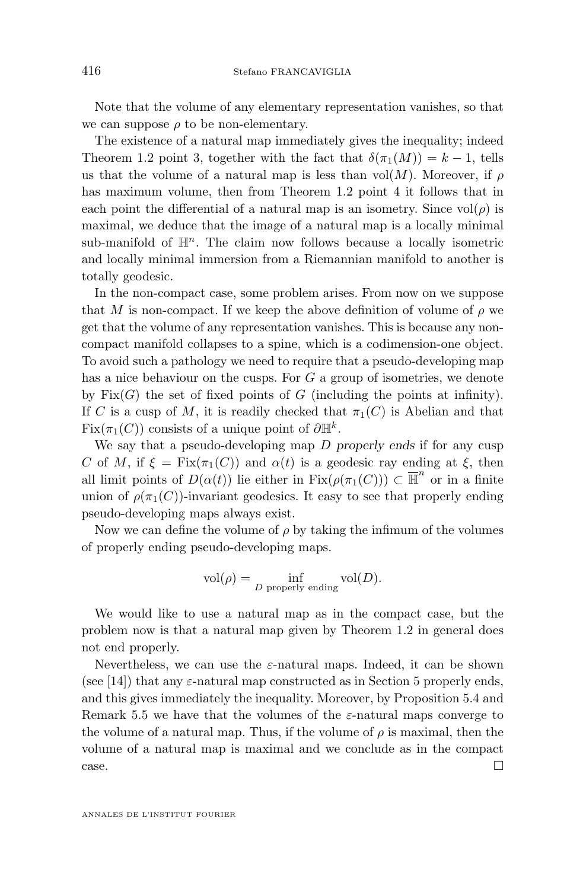Note that the volume of any elementary representation vanishes, so that we can suppose $\rho$ to be non-elementary.

The existence of a natural map immediately gives the inequality; indeed Theorem 1.2 point 3, together with the fact that $\delta(\pi_1(M)) = k-1$, tells us that the volume of a natural map is less than $\mathrm{vol}(M)$. Moreover, if $\rho$ has maximum volume, then from Theorem 1.2 point 4 it follows that in each point the differential of a natural map is an isometry. Since $\mathrm{vol}(\rho)$ is maximal, we deduce that the image of a natural map is a locally minimal sub-manifold of $\mathbb{H}^n$. The claim now follows because a locally isometric and locally minimal immersion from a Riemannian manifold to another is totally geodesic.

In the non-compact case, some problem arises. From now on we suppose that $M$ is non-compact. If we keep the above definition of volume of $\rho$ we get that the volume of any representation vanishes. This is because any non-compact manifold collapses to a spine, which is a codimension-one object. To avoid such a pathology we need to require that a pseudo-developing map has a nice behaviour on the cusps. For $G$ a group of isometries, we denote by $\mathrm{Fix}(G)$ the set of fixed points of $G$ (including the points at infinity). If $C$ is a cusp of $M$, it is readily checked that $\pi_1(C)$ is Abelian and that $\mathrm{Fix}(\pi_1(C))$ consists of a unique point of $\partial\mathbb{H}^k$.

We say that a pseudo-developing map $D$ *properly ends* if for any cusp $C$ of $M$, if $\xi = \mathrm{Fix}(\pi_1(C))$ and $\alpha(t)$ is a geodesic ray ending at $\xi$, then all limit points of $D(\alpha(t))$ lie either in $\mathrm{Fix}(\rho(\pi_1(C))) \subset \overline{\mathbb{H}}^n$ or in a finite union of $\rho(\pi_1(C))$-invariant geodesics. It easy to see that properly ending pseudo-developing maps always exist.

Now we can define the volume of $\rho$ by taking the infimum of the volumes of properly ending pseudo-developing maps.

$$\mathrm{vol}(\rho) = \inf_{D \text{ properly ending}} \mathrm{vol}(D).$$

We would like to use a natural map as in the compact case, but the problem now is that a natural map given by Theorem 1.2 in general does not end properly.

Nevertheless, we can use the $\varepsilon$-natural maps. Indeed, it can be shown (see [14]) that any $\varepsilon$-natural map constructed as in Section 5 properly ends, and this gives immediately the inequality. Moreover, by Proposition 5.4 and Remark 5.5 we have that the volumes of the $\varepsilon$-natural maps converge to the volume of a natural map. Thus, if the volume of $\rho$ is maximal, then the volume of a natural map is maximal and we conclude as in the compact case. □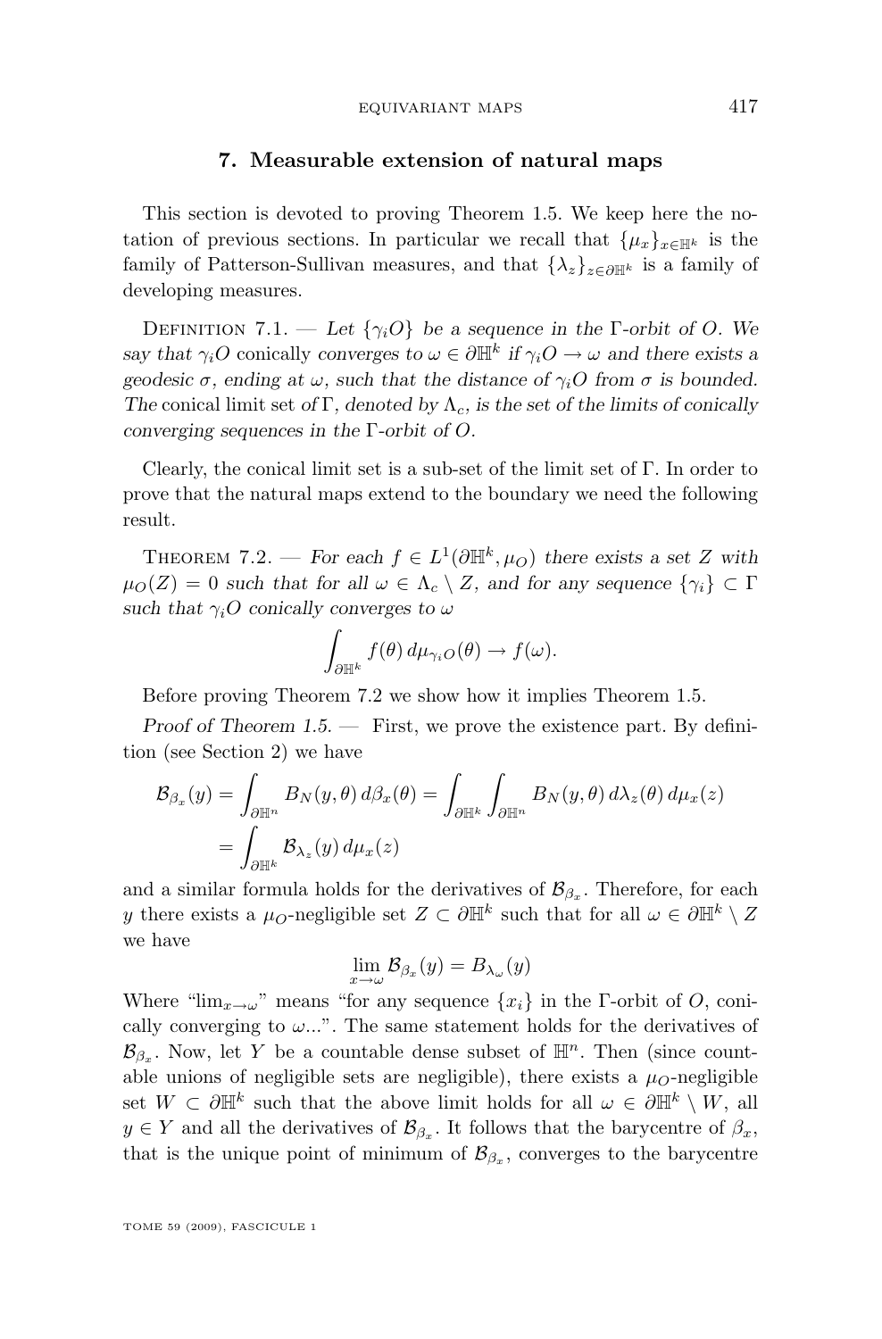## 7. Measurable extension of natural maps

This section is devoted to proving Theorem 1.5. We keep here the notation of previous sections. In particular we recall that $\{\mu_x\}_{x\in\mathbb{H}^k}$ is the family of Patterson-Sullivan measures, and that $\{\lambda_z\}_{z\in\partial\mathbb{H}^k}$ is a family of developing measures.

Definition 7.1. — *Let $\{\gamma_i O\}$ be a sequence in the $\Gamma$-orbit of $O$. We say that $\gamma_i O$* conically converges *to $\omega \in \partial\mathbb{H}^k$ if $\gamma_i O \to \omega$ and there exists a geodesic $\sigma$, ending at $\omega$, such that the distance of $\gamma_i O$ from $\sigma$ is bounded. The* conical limit set *of $\Gamma$, denoted by $\Lambda_c$, is the set of the limits of conically converging sequences in the $\Gamma$-orbit of $O$.*

Clearly, the conical limit set is a sub-set of the limit set of $\Gamma$. In order to prove that the natural maps extend to the boundary we need the following result.

Theorem 7.2. — *For each $f \in L^1(\partial\mathbb{H}^k, \mu_O)$ there exists a set $Z$ with $\mu_O(Z) = 0$ such that for all $\omega \in \Lambda_c \setminus Z$, and for any sequence $\{\gamma_i\} \subset \Gamma$ such that $\gamma_i O$ conically converges to $\omega$*

$$\int_{\partial\mathbb{H}^k} f(\theta)\, d\mu_{\gamma_i O}(\theta) \to f(\omega).$$

Before proving Theorem 7.2 we show how it implies Theorem 1.5.

*Proof of Theorem 1.5.* — First, we prove the existence part. By definition (see Section 2) we have

$$\begin{aligned}\mathcal{B}_{\beta_x}(y) &= \int_{\partial\mathbb{H}^n} B_N(y,\theta)\, d\beta_x(\theta) = \int_{\partial\mathbb{H}^k}\int_{\partial\mathbb{H}^n} B_N(y,\theta)\, d\lambda_z(\theta)\, d\mu_x(z)\\ &= \int_{\partial\mathbb{H}^k} \mathcal{B}_{\lambda_z}(y)\, d\mu_x(z)\end{aligned}$$

and a similar formula holds for the derivatives of $\mathcal{B}_{\beta_x}$. Therefore, for each $y$ there exists a $\mu_O$-negligible set $Z \subset \partial\mathbb{H}^k$ such that for all $\omega \in \partial\mathbb{H}^k \setminus Z$ we have

$$\lim_{x\to\omega} \mathcal{B}_{\beta_x}(y) = B_{\lambda_\omega}(y)$$

Where "$\lim_{x\to\omega}$" means "for any sequence $\{x_i\}$ in the $\Gamma$-orbit of $O$, conically converging to $\omega$...". The same statement holds for the derivatives of $\mathcal{B}_{\beta_x}$. Now, let $Y$ be a countable dense subset of $\mathbb{H}^n$. Then (since countable unions of negligible sets are negligible), there exists a $\mu_O$-negligible set $W \subset \partial\mathbb{H}^k$ such that the above limit holds for all $\omega \in \partial\mathbb{H}^k \setminus W$, all $y \in Y$ and all the derivatives of $\mathcal{B}_{\beta_x}$. It follows that the barycentre of $\beta_x$, that is the unique point of minimum of $\mathcal{B}_{\beta_x}$, converges to the barycentre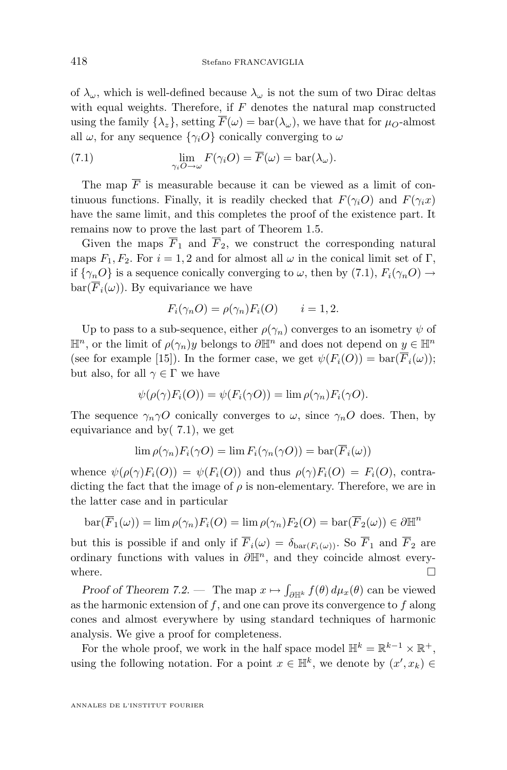of $\lambda_\omega$, which is well-defined because $\lambda_\omega$ is not the sum of two Dirac deltas with equal weights. Therefore, if $F$ denotes the natural map constructed using the family $\{\lambda_z\}$, setting $\overline{F}(\omega) = \mathrm{bar}(\lambda_\omega)$, we have that for $\mu_O$-almost all $\omega$, for any sequence $\{\gamma_i O\}$ conically converging to $\omega$

$$\lim_{\gamma_i O \to \omega} F(\gamma_i O) = \overline{F}(\omega) = \mathrm{bar}(\lambda_\omega). \tag{7.1}$$

The map $\overline{F}$ is measurable because it can be viewed as a limit of continuous functions. Finally, it is readily checked that $F(\gamma_i O)$ and $F(\gamma_i x)$ have the same limit, and this completes the proof of the existence part. It remains now to prove the last part of Theorem 1.5.

Given the maps $\overline{F}_1$ and $\overline{F}_2$, we construct the corresponding natural maps $F_1, F_2$. For $i = 1, 2$ and for almost all $\omega$ in the conical limit set of $\Gamma$, if $\{\gamma_n O\}$ is a sequence conically converging to $\omega$, then by (7.1), $F_i(\gamma_n O) \to \mathrm{bar}(\overline{F}_i(\omega))$. By equivariance we have

$$F_i(\gamma_n O) = \rho(\gamma_n) F_i(O) \qquad i = 1, 2.$$

Up to pass to a sub-sequence, either $\rho(\gamma_n)$ converges to an isometry $\psi$ of $\mathbb{H}^n$, or the limit of $\rho(\gamma_n)y$ belongs to $\partial\mathbb{H}^n$ and does not depend on $y \in \mathbb{H}^n$ (see for example [15]). In the former case, we get $\psi(F_i(O)) = \mathrm{bar}(\overline{F}_i(\omega))$; but also, for all $\gamma \in \Gamma$ we have

$$\psi(\rho(\gamma)F_i(O)) = \psi(F_i(\gamma O)) = \lim \rho(\gamma_n) F_i(\gamma O).$$

The sequence $\gamma_n \gamma O$ conically converges to $\omega$, since $\gamma_n O$ does. Then, by equivariance and by( 7.1), we get

$$\lim \rho(\gamma_n) F_i(\gamma O) = \lim F_i(\gamma_n(\gamma O)) = \mathrm{bar}(\overline{F}_i(\omega))$$

whence $\psi(\rho(\gamma)F_i(O)) = \psi(F_i(O))$ and thus $\rho(\gamma)F_i(O) = F_i(O)$, contradicting the fact that the image of $\rho$ is non-elementary. Therefore, we are in the latter case and in particular

$$\mathrm{bar}(\overline{F}_1(\omega)) = \lim \rho(\gamma_n) F_i(O) = \lim \rho(\gamma_n) F_2(O) = \mathrm{bar}(\overline{F}_2(\omega)) \in \partial\mathbb{H}^n$$

but this is possible if and only if $\overline{F}_i(\omega) = \delta_{\mathrm{bar}(F_i(\omega))}$. So $\overline{F}_1$ and $\overline{F}_2$ are ordinary functions with values in $\partial\mathbb{H}^n$, and they coincide almost everywhere. □

*Proof of Theorem 7.2.* — The map $x \mapsto \int_{\partial\mathbb{H}^k} f(\theta)\, d\mu_x(\theta)$ can be viewed as the harmonic extension of $f$, and one can prove its convergence to $f$ along cones and almost everywhere by using standard techniques of harmonic analysis. We give a proof for completeness.

For the whole proof, we work in the half space model $\mathbb{H}^k = \mathbb{R}^{k-1} \times \mathbb{R}^+$, using the following notation. For a point $x \in \mathbb{H}^k$, we denote by $(x', x_k) \in$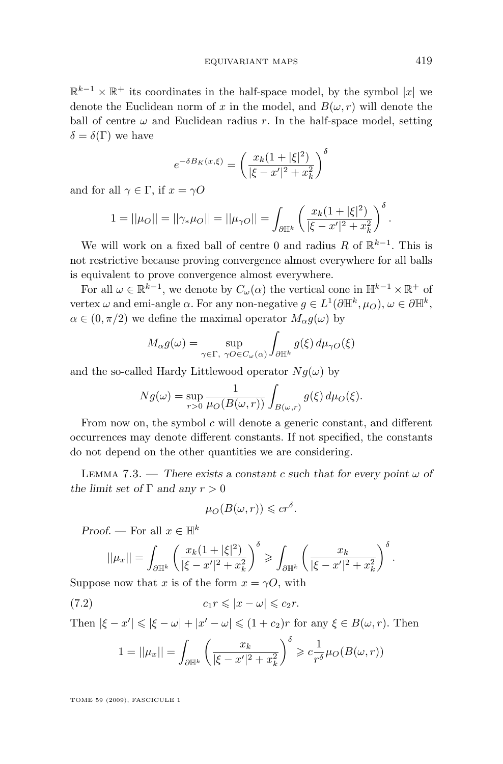$\mathbb{R}^{k-1} \times \mathbb{R}^+$ its coordinates in the half-space model, by the symbol $|x|$ we denote the Euclidean norm of $x$ in the model, and $B(\omega, r)$ will denote the ball of centre $\omega$ and Euclidean radius $r$. In the half-space model, setting $\delta = \delta(\Gamma)$ we have

$$e^{-\delta B_K(x,\xi)} = \left( \frac{x_k(1+|\xi|^2)}{|\xi - x'|^2 + x_k^2} \right)^\delta$$

and for all $\gamma \in \Gamma$, if $x = \gamma O$

$$1 = ||\mu_O|| = ||\gamma_* \mu_O|| = ||\mu_{\gamma O}|| = \int_{\partial \mathbb{H}^k} \left( \frac{x_k(1+|\xi|^2)}{|\xi - x'|^2 + x_k^2} \right)^\delta .$$

We will work on a fixed ball of centre 0 and radius $R$ of $\mathbb{R}^{k-1}$. This is not restrictive because proving convergence almost everywhere for all balls is equivalent to prove convergence almost everywhere.

For all $\omega \in \mathbb{R}^{k-1}$, we denote by $C_\omega(\alpha)$ the vertical cone in $\mathbb{H}^{k-1} \times \mathbb{R}^+$ of vertex $\omega$ and emi-angle $\alpha$. For any non-negative $g \in L^1(\partial \mathbb{H}^k, \mu_O)$, $\omega \in \partial \mathbb{H}^k$, $\alpha \in (0, \pi/2)$ we define the maximal operator $M_\alpha g(\omega)$ by

$$M_\alpha g(\omega) = \sup_{\gamma \in \Gamma,\ \gamma O \in C_\omega(\alpha)} \int_{\partial \mathbb{H}^k} g(\xi)\, d\mu_{\gamma O}(\xi)$$

and the so-called Hardy Littlewood operator $Ng(\omega)$ by

$$Ng(\omega) = \sup_{r>0} \frac{1}{\mu_O(B(\omega, r))} \int_{B(\omega,r)} g(\xi)\, d\mu_O(\xi).$$

From now on, the symbol $c$ will denote a generic constant, and different occurrences may denote different constants. If not specified, the constants do not depend on the other quantities we are considering.

Lemma 7.3. — *There exists a constant $c$ such that for every point $\omega$ of the limit set of $\Gamma$ and any $r > 0$*

$$\mu_O(B(\omega, r)) \leqslant c r^\delta.$$

*Proof.* — For all $x \in \mathbb{H}^k$

$$||\mu_x|| = \int_{\partial \mathbb{H}^k} \left( \frac{x_k(1+|\xi|^2)}{|\xi - x'|^2 + x_k^2} \right)^\delta \geqslant \int_{\partial \mathbb{H}^k} \left( \frac{x_k}{|\xi - x'|^2 + x_k^2} \right)^\delta .$$

Suppose now that $x$ is of the form $x = \gamma O$, with

$$c_1 r \leqslant |x - \omega| \leqslant c_2 r. \tag{7.2}$$

Then $|\xi - x'| \leqslant |\xi - \omega| + |x' - \omega| \leqslant (1 + c_2) r$ for any $\xi \in B(\omega, r)$. Then

$$1 = ||\mu_x|| = \int_{\partial \mathbb{H}^k} \left( \frac{x_k}{|\xi - x'|^2 + x_k^2} \right)^\delta \geqslant c \frac{1}{r^\delta} \mu_O(B(\omega, r))$$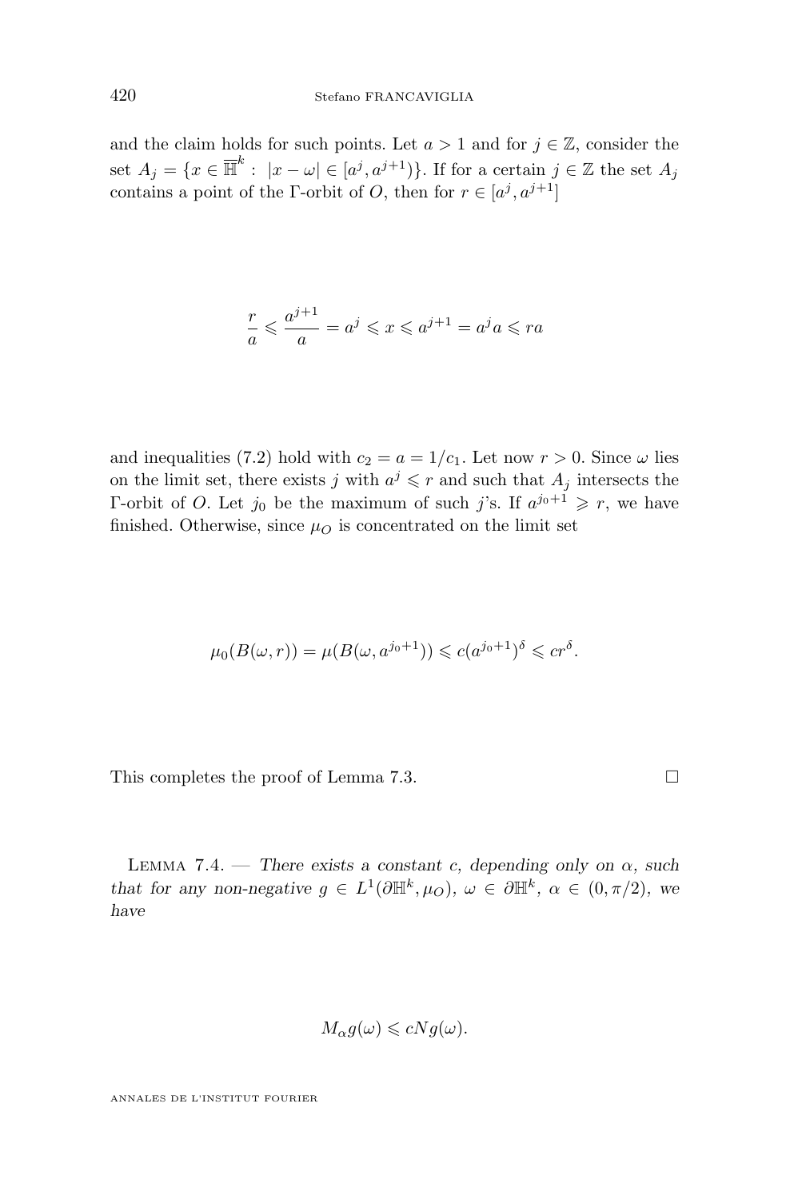and the claim holds for such points. Let $a > 1$ and for $j \in \mathbb{Z}$, consider the set $A_j = \{x \in \overline{\mathbb{H}}^k : |x - \omega| \in [a^j, a^{j+1})\}$. If for a certain $j \in \mathbb{Z}$ the set $A_j$ contains a point of the $\Gamma$-orbit of $O$, then for $r \in [a^j, a^{j+1}]$

$$\frac{r}{a} \leqslant \frac{a^{j+1}}{a} = a^j \leqslant x \leqslant a^{j+1} = a^j a \leqslant ra$$

and inequalities (7.2) hold with $c_2 = a = 1/c_1$. Let now $r > 0$. Since $\omega$ lies on the limit set, there exists $j$ with $a^j \leqslant r$ and such that $A_j$ intersects the $\Gamma$-orbit of $O$. Let $j_0$ be the maximum of such $j$'s. If $a^{j_0+1} \geqslant r$, we have finished. Otherwise, since $\mu_O$ is concentrated on the limit set

$$\mu_0(B(\omega, r)) = \mu(B(\omega, a^{j_0+1})) \leqslant c(a^{j_0+1})^\delta \leqslant cr^\delta.$$

This completes the proof of Lemma 7.3. □

Lemma 7.4. — *There exists a constant $c$, depending only on $\alpha$, such that for any non-negative $g \in L^1(\partial\mathbb{H}^k, \mu_O)$, $\omega \in \partial\mathbb{H}^k$, $\alpha \in (0, \pi/2)$, we have*

$$M_\alpha g(\omega) \leqslant cNg(\omega).$$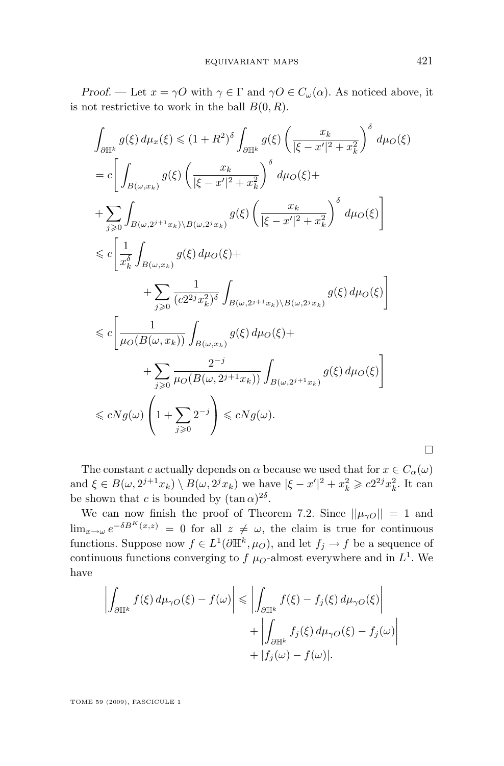*Proof.* — Let $x = \gamma O$ with $\gamma \in \Gamma$ and $\gamma O \in C_\omega(\alpha)$. As noticed above, it is not restrictive to work in the ball $B(0,R)$.

$$
\begin{aligned}
\int_{\partial \mathbb{H}^k} g(\xi)\, d\mu_x(\xi) &\leqslant (1+R^2)^\delta \int_{\partial \mathbb{H}^k} g(\xi) \left( \frac{x_k}{|\xi - x'|^2 + x_k^2} \right)^\delta d\mu_O(\xi) \\
&= c \Bigg[ \int_{B(\omega, x_k)} g(\xi) \left( \frac{x_k}{|\xi - x'|^2 + x_k^2} \right)^\delta d\mu_O(\xi) + \\
&\quad + \sum_{j \geqslant 0} \int_{B(\omega, 2^{j+1}x_k) \setminus B(\omega, 2^j x_k)} g(\xi) \left( \frac{x_k}{|\xi - x'|^2 + x_k^2} \right)^\delta d\mu_O(\xi) \Bigg] \\
&\leqslant c \Bigg[ \frac{1}{x_k^\delta} \int_{B(\omega, x_k)} g(\xi)\, d\mu_O(\xi) + \\
&\qquad\qquad + \sum_{j \geqslant 0} \frac{1}{(c 2^{2j} x_k^2)^\delta} \int_{B(\omega, 2^{j+1}x_k) \setminus B(\omega, 2^j x_k)} g(\xi)\, d\mu_O(\xi) \Bigg] \\
&\leqslant c \Bigg[ \frac{1}{\mu_O(B(\omega, x_k))} \int_{B(\omega, x_k)} g(\xi)\, d\mu_O(\xi) + \\
&\qquad\qquad + \sum_{j \geqslant 0} \frac{2^{-j}}{\mu_O(B(\omega, 2^{j+1}x_k))} \int_{B(\omega, 2^{j+1}x_k)} g(\xi)\, d\mu_O(\xi) \Bigg] \\
&\leqslant c N g(\omega) \left( 1 + \sum_{j \geqslant 0} 2^{-j} \right) \leqslant c N g(\omega).
\end{aligned}
$$

□

The constant $c$ actually depends on $\alpha$ because we used that for $x \in C_\alpha(\omega)$ and $\xi \in B(\omega, 2^{j+1}x_k) \setminus B(\omega, 2^j x_k)$ we have $|\xi - x'|^2 + x_k^2 \geqslant c 2^{2j} x_k^2$. It can be shown that $c$ is bounded by $(\tan \alpha)^{2\delta}$.

We can now finish the proof of Theorem 7.2. Since $||\mu_{\gamma O}|| = 1$ and $\lim_{x \to \omega} e^{-\delta B^K(x,z)} = 0$ for all $z \neq \omega$, the claim is true for continuous functions. Suppose now $f \in L^1(\partial \mathbb{H}^k, \mu_O)$, and let $f_j \to f$ be a sequence of continuous functions converging to $f$ $\mu_O$-almost everywhere and in $L^1$. We have

$$
\begin{aligned}
\left| \int_{\partial \mathbb{H}^k} f(\xi)\, d\mu_{\gamma O}(\xi) - f(\omega) \right| &\leqslant \left| \int_{\partial \mathbb{H}^k} f(\xi) - f_j(\xi)\, d\mu_{\gamma O}(\xi) \right| \\
&\quad + \left| \int_{\partial \mathbb{H}^k} f_j(\xi)\, d\mu_{\gamma O}(\xi) - f_j(\omega) \right| \\
&\quad + |f_j(\omega) - f(\omega)|.
\end{aligned}
$$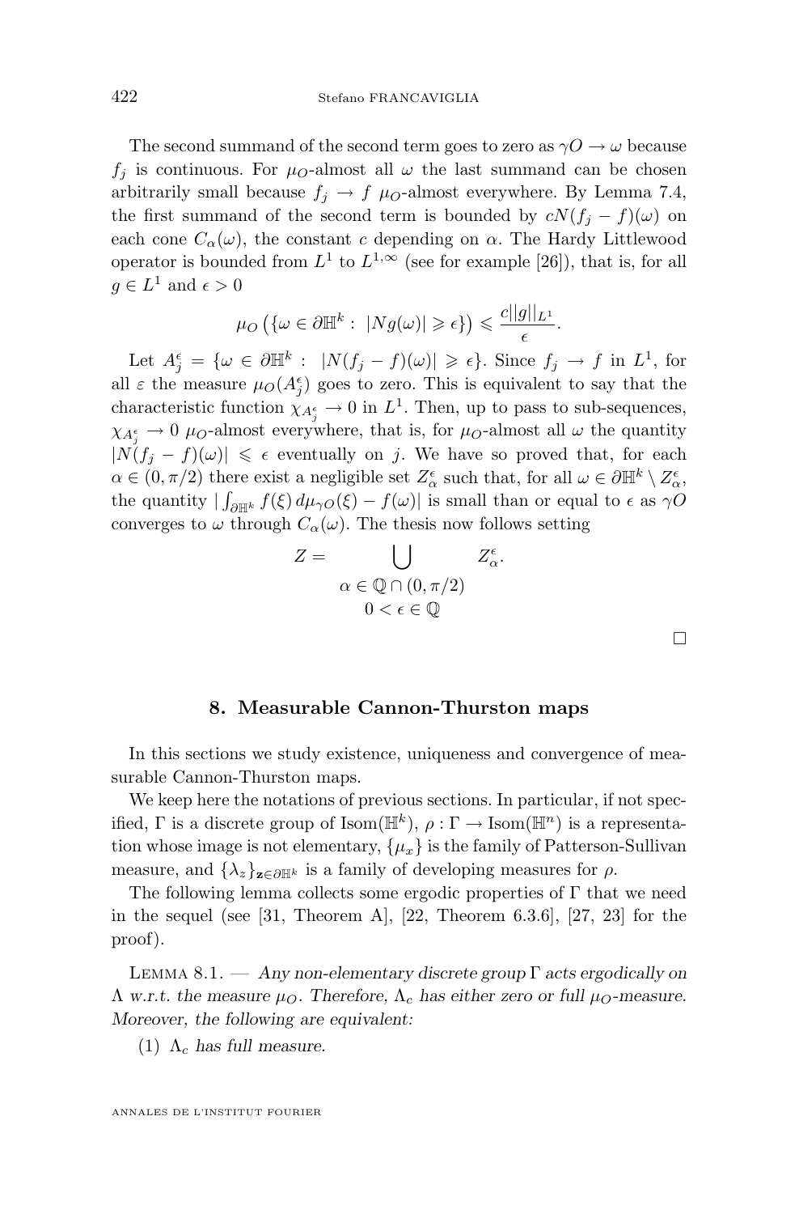The second summand of the second term goes to zero as $\gamma O \to \omega$ because $f_j$ is continuous. For $\mu_O$-almost all $\omega$ the last summand can be chosen arbitrarily small because $f_j \to f$ $\mu_O$-almost everywhere. By Lemma 7.4, the first summand of the second term is bounded by $cN(f_j - f)(\omega)$ on each cone $C_\alpha(\omega)$, the constant $c$ depending on $\alpha$. The Hardy Littlewood operator is bounded from $L^1$ to $L^{1,\infty}$ (see for example [26]), that is, for all $g \in L^1$ and $\epsilon > 0$

$$\mu_O\left(\{\omega \in \partial\mathbb{H}^k : \ |Ng(\omega)| \geqslant \epsilon\}\right) \leqslant \frac{c||g||_{L^1}}{\epsilon}.$$

Let $A_j^\epsilon = \{\omega \in \partial\mathbb{H}^k : \ |N(f_j - f)(\omega)| \geqslant \epsilon\}$. Since $f_j \to f$ in $L^1$, for all $\varepsilon$ the measure $\mu_O(A_j^\epsilon)$ goes to zero. This is equivalent to say that the characteristic function $\chi_{A_j^\epsilon} \to 0$ in $L^1$. Then, up to pass to sub-sequences, $\chi_{A_j^\epsilon} \to 0$ $\mu_O$-almost everywhere, that is, for $\mu_O$-almost all $\omega$ the quantity $|N(f_j - f)(\omega)| \leqslant \epsilon$ eventually on $j$. We have so proved that, for each $\alpha \in (0, \pi/2)$ there exist a negligible set $Z_\alpha^\epsilon$ such that, for all $\omega \in \partial\mathbb{H}^k \setminus Z_\alpha^\epsilon$, the quantity $|\int_{\partial\mathbb{H}^k} f(\xi)\, d\mu_{\gamma O}(\xi) - f(\omega)|$ is small than or equal to $\epsilon$ as $\gamma O$ converges to $\omega$ through $C_\alpha(\omega)$. The thesis now follows setting

$$Z = \bigcup_{\substack{\alpha \in \mathbb{Q} \cap (0, \pi/2) \\ 0 < \epsilon \in \mathbb{Q}}} Z_\alpha^\epsilon.$$

□

## 8. Measurable Cannon-Thurston maps

In this sections we study existence, uniqueness and convergence of measurable Cannon-Thurston maps.

We keep here the notations of previous sections. In particular, if not specified, $\Gamma$ is a discrete group of $\mathrm{Isom}(\mathbb{H}^k)$, $\rho : \Gamma \to \mathrm{Isom}(\mathbb{H}^n)$ is a representation whose image is not elementary, $\{\mu_x\}$ is the family of Patterson-Sullivan measure, and $\{\lambda_z\}_{\mathbf{z} \in \partial\mathbb{H}^k}$ is a family of developing measures for $\rho$.

The following lemma collects some ergodic properties of $\Gamma$ that we need in the sequel (see [31, Theorem A], [22, Theorem 6.3.6], [27, 23] for the proof).

Lemma 8.1. — *Any non-elementary discrete group $\Gamma$ acts ergodically on $\Lambda$ w.r.t. the measure $\mu_O$. Therefore, $\Lambda_c$ has either zero or full $\mu_O$-measure. Moreover, the following are equivalent:*

(1) *$\Lambda_c$ has full measure.*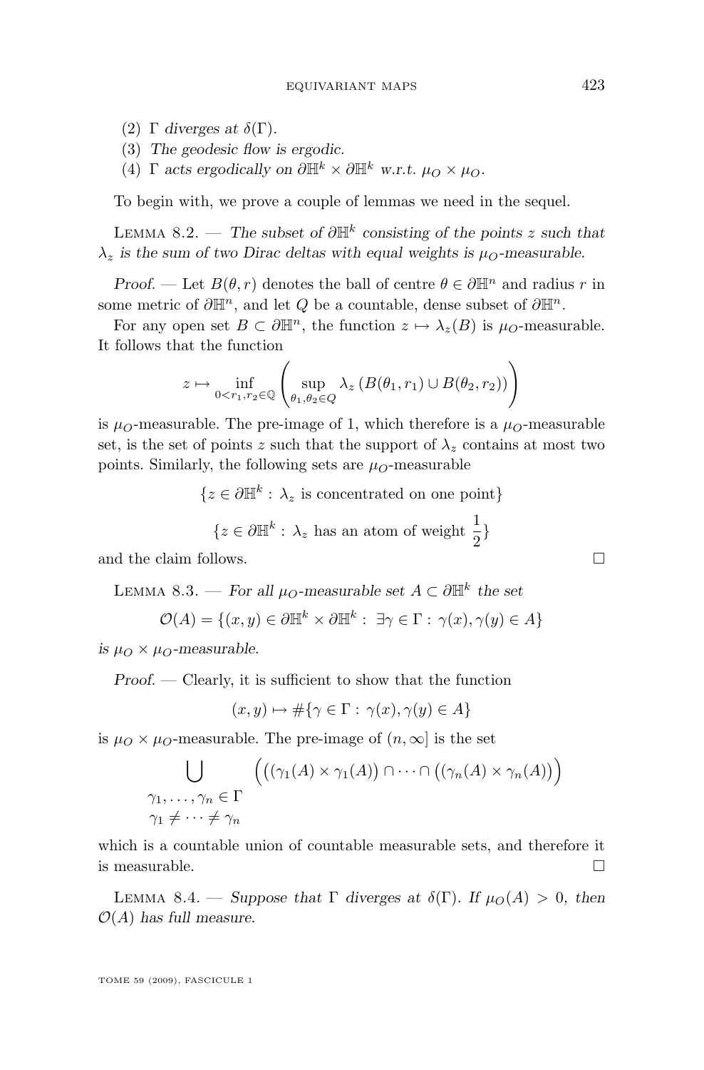(2) $\Gamma$ *diverges at* $\delta(\Gamma)$.

(3) *The geodesic flow is ergodic.*

(4) $\Gamma$ *acts ergodically on* $\partial\mathbb{H}^k \times \partial\mathbb{H}^k$ *w.r.t.* $\mu_O \times \mu_O$.

To begin with, we prove a couple of lemmas we need in the sequel.

Lemma 8.2. — *The subset of* $\partial\mathbb{H}^k$ *consisting of the points* $z$ *such that* $\lambda_z$ *is the sum of two Dirac deltas with equal weights is* $\mu_O$*-measurable.*

*Proof.* — Let $B(\theta, r)$ denotes the ball of centre $\theta \in \partial\mathbb{H}^n$ and radius $r$ in some metric of $\partial\mathbb{H}^n$, and let $Q$ be a countable, dense subset of $\partial\mathbb{H}^n$.

For any open set $B \subset \partial\mathbb{H}^n$, the function $z \mapsto \lambda_z(B)$ is $\mu_O$-measurable. It follows that the function

$$z \mapsto \inf_{0<r_1,r_2\in\mathbb{Q}} \left( \sup_{\theta_1,\theta_2\in Q} \lambda_z \left(B(\theta_1, r_1) \cup B(\theta_2, r_2)\right) \right)$$

is $\mu_O$-measurable. The pre-image of 1, which therefore is a $\mu_O$-measurable set, is the set of points $z$ such that the support of $\lambda_z$ contains at most two points. Similarly, the following sets are $\mu_O$-measurable

$$\{z \in \partial\mathbb{H}^k : \lambda_z \text{ is concentrated on one point}\}$$

$$\{z \in \partial\mathbb{H}^k : \lambda_z \text{ has an atom of weight } \frac{1}{2}\}$$

and the claim follows. $\square$

Lemma 8.3. — *For all* $\mu_O$*-measurable set* $A \subset \partial\mathbb{H}^k$ *the set*

$$\mathcal{O}(A) = \{(x, y) \in \partial\mathbb{H}^k \times \partial\mathbb{H}^k : \exists \gamma \in \Gamma : \gamma(x), \gamma(y) \in A\}$$

*is* $\mu_O \times \mu_O$*-measurable.*

*Proof.* — Clearly, it is sufficient to show that the function

$$(x, y) \mapsto \#\{\gamma \in \Gamma : \gamma(x), \gamma(y) \in A\}$$

is $\mu_O \times \mu_O$-measurable. The pre-image of $(n, \infty]$ is the set

$$\bigcup_{\substack{\gamma_1,\ldots,\gamma_n\in\Gamma \\ \gamma_1\neq\cdots\neq\gamma_n}} \Big( \big((\gamma_1(A) \times \gamma_1(A)\big) \cap \cdots \cap \big((\gamma_n(A) \times \gamma_n(A)\big) \Big)$$

which is a countable union of countable measurable sets, and therefore it is measurable. $\square$

Lemma 8.4. — *Suppose that* $\Gamma$ *diverges at* $\delta(\Gamma)$*. If* $\mu_O(A) > 0$*, then* $\mathcal{O}(A)$ *has full measure.*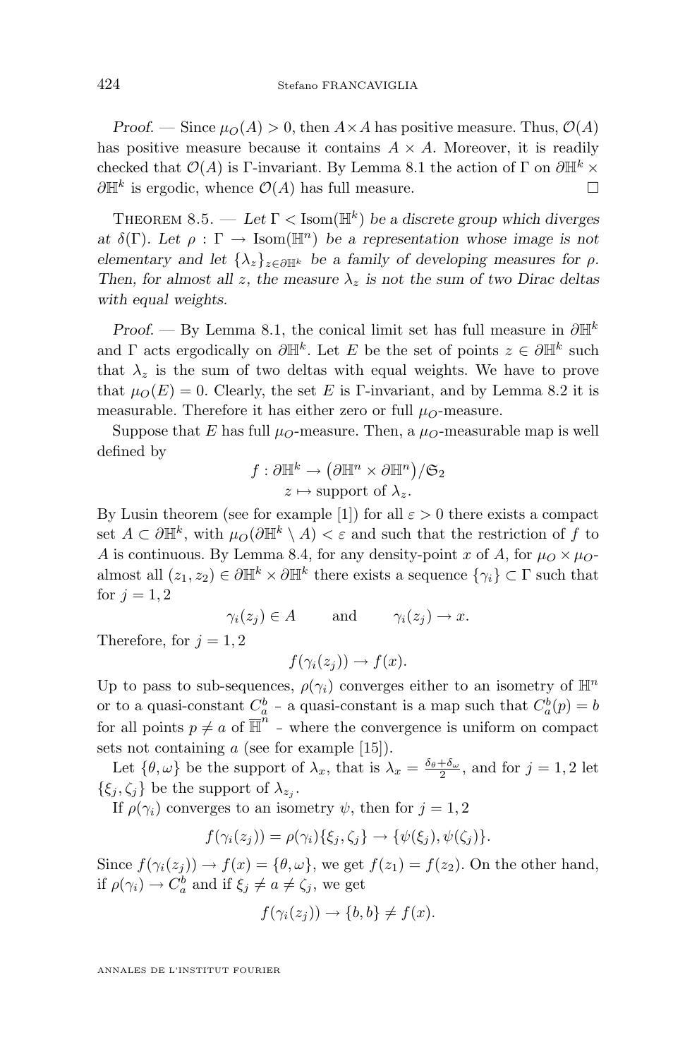*Proof.* — Since $\mu_O(A) > 0$, then $A \times A$ has positive measure. Thus, $\mathcal{O}(A)$ has positive measure because it contains $A \times A$. Moreover, it is readily checked that $\mathcal{O}(A)$ is $\Gamma$-invariant. By Lemma 8.1 the action of $\Gamma$ on $\partial\mathbb{H}^k \times \partial\mathbb{H}^k$ is ergodic, whence $\mathcal{O}(A)$ has full measure. □

Theorem 8.5. — *Let $\Gamma < \mathrm{Isom}(\mathbb{H}^k)$ be a discrete group which diverges at $\delta(\Gamma)$. Let $\rho : \Gamma \to \mathrm{Isom}(\mathbb{H}^n)$ be a representation whose image is not elementary and let $\{\lambda_z\}_{z \in \partial\mathbb{H}^k}$ be a family of developing measures for $\rho$. Then, for almost all $z$, the measure $\lambda_z$ is not the sum of two Dirac deltas with equal weights.*

*Proof.* — By Lemma 8.1, the conical limit set has full measure in $\partial\mathbb{H}^k$ and $\Gamma$ acts ergodically on $\partial\mathbb{H}^k$. Let $E$ be the set of points $z \in \partial\mathbb{H}^k$ such that $\lambda_z$ is the sum of two deltas with equal weights. We have to prove that $\mu_O(E) = 0$. Clearly, the set $E$ is $\Gamma$-invariant, and by Lemma 8.2 it is measurable. Therefore it has either zero or full $\mu_O$-measure.

Suppose that $E$ has full $\mu_O$-measure. Then, a $\mu_O$-measurable map is well defined by

$$f : \partial\mathbb{H}^k \to \big(\partial\mathbb{H}^n \times \partial\mathbb{H}^n\big)/\mathfrak{S}_2$$
$$z \mapsto \text{support of } \lambda_z.$$

By Lusin theorem (see for example [1]) for all $\varepsilon > 0$ there exists a compact set $A \subset \partial\mathbb{H}^k$, with $\mu_O(\partial\mathbb{H}^k \setminus A) < \varepsilon$ and such that the restriction of $f$ to $A$ is continuous. By Lemma 8.4, for any density-point $x$ of $A$, for $\mu_O \times \mu_O$-almost all $(z_1, z_2) \in \partial\mathbb{H}^k \times \partial\mathbb{H}^k$ there exists a sequence $\{\gamma_i\} \subset \Gamma$ such that for $j = 1, 2$

$$\gamma_i(z_j) \in A \qquad \text{and} \qquad \gamma_i(z_j) \to x.$$

Therefore, for $j = 1, 2$

$$f(\gamma_i(z_j)) \to f(x).$$

Up to pass to sub-sequences, $\rho(\gamma_i)$ converges either to an isometry of $\mathbb{H}^n$ or to a quasi-constant $C_a^b$ - a quasi-constant is a map such that $C_a^b(p) = b$ for all points $p \neq a$ of $\overline{\mathbb{H}}^n$ - where the convergence is uniform on compact sets not containing $a$ (see for example [15]).

Let $\{\theta, \omega\}$ be the support of $\lambda_x$, that is $\lambda_x = \frac{\delta_\theta + \delta_\omega}{2}$, and for $j = 1, 2$ let $\{\xi_j, \zeta_j\}$ be the support of $\lambda_{z_j}$.

If $\rho(\gamma_i)$ converges to an isometry $\psi$, then for $j = 1, 2$

$$f(\gamma_i(z_j)) = \rho(\gamma_i)\{\xi_j, \zeta_j\} \to \{\psi(\xi_j), \psi(\zeta_j)\}.$$

Since $f(\gamma_i(z_j)) \to f(x) = \{\theta, \omega\}$, we get $f(z_1) = f(z_2)$. On the other hand, if $\rho(\gamma_i) \to C_a^b$ and if $\xi_j \neq a \neq \zeta_j$, we get

$$f(\gamma_i(z_j)) \to \{b, b\} \neq f(x).$$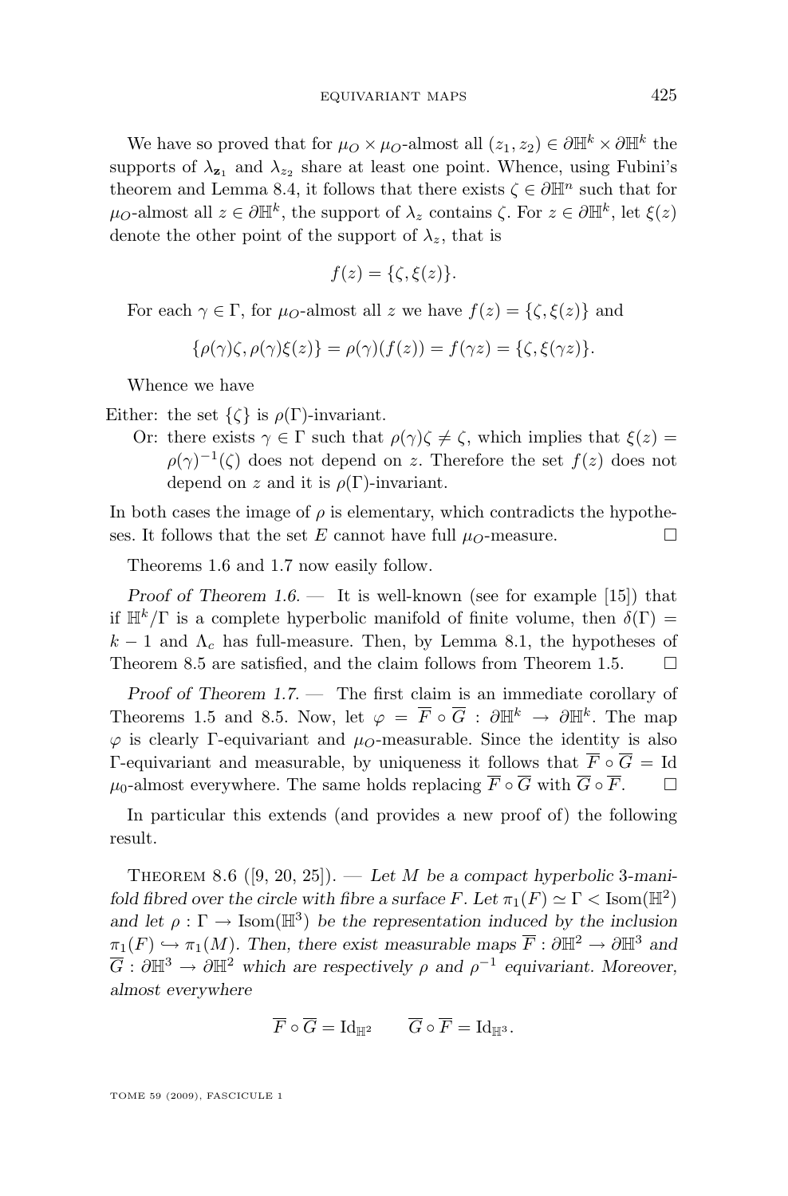We have so proved that for $\mu_O \times \mu_O$-almost all $(z_1, z_2) \in \partial\mathbb{H}^k \times \partial\mathbb{H}^k$ the supports of $\lambda_{\mathbf{z}_1}$ and $\lambda_{z_2}$ share at least one point. Whence, using Fubini's theorem and Lemma 8.4, it follows that there exists $\zeta \in \partial\mathbb{H}^n$ such that for $\mu_O$-almost all $z \in \partial\mathbb{H}^k$, the support of $\lambda_z$ contains $\zeta$. For $z \in \partial\mathbb{H}^k$, let $\xi(z)$ denote the other point of the support of $\lambda_z$, that is

$$f(z) = \{\zeta, \xi(z)\}.$$

For each $\gamma \in \Gamma$, for $\mu_O$-almost all $z$ we have $f(z) = \{\zeta, \xi(z)\}$ and

$$\{\rho(\gamma)\zeta, \rho(\gamma)\xi(z)\} = \rho(\gamma)(f(z)) = f(\gamma z) = \{\zeta, \xi(\gamma z)\}.$$

Whence we have

Either: the set $\{\zeta\}$ is $\rho(\Gamma)$-invariant.

Or: there exists $\gamma \in \Gamma$ such that $\rho(\gamma)\zeta \neq \zeta$, which implies that $\xi(z) = \rho(\gamma)^{-1}(\zeta)$ does not depend on $z$. Therefore the set $f(z)$ does not depend on $z$ and it is $\rho(\Gamma)$-invariant.

In both cases the image of $\rho$ is elementary, which contradicts the hypotheses. It follows that the set $E$ cannot have full $\mu_O$-measure. □

Theorems 1.6 and 1.7 now easily follow.

*Proof of Theorem 1.6.* — It is well-known (see for example [15]) that if $\mathbb{H}^k/\Gamma$ is a complete hyperbolic manifold of finite volume, then $\delta(\Gamma) = k-1$ and $\Lambda_c$ has full-measure. Then, by Lemma 8.1, the hypotheses of Theorem 8.5 are satisfied, and the claim follows from Theorem 1.5. □

*Proof of Theorem 1.7.* — The first claim is an immediate corollary of Theorems 1.5 and 8.5. Now, let $\varphi = \overline{F} \circ \overline{G} : \partial\mathbb{H}^k \to \partial\mathbb{H}^k$. The map $\varphi$ is clearly $\Gamma$-equivariant and $\mu_O$-measurable. Since the identity is also $\Gamma$-equivariant and measurable, by uniqueness it follows that $\overline{F} \circ \overline{G} = \mathrm{Id}$ $\mu_0$-almost everywhere. The same holds replacing $\overline{F} \circ \overline{G}$ with $\overline{G} \circ \overline{F}$. □

In particular this extends (and provides a new proof of) the following result.

Theorem 8.6 ([9, 20, 25]). — *Let $M$ be a compact hyperbolic 3-manifold fibred over the circle with fibre a surface $F$. Let $\pi_1(F) \simeq \Gamma < \mathrm{Isom}(\mathbb{H}^2)$ and let $\rho : \Gamma \to \mathrm{Isom}(\mathbb{H}^3)$ be the representation induced by the inclusion $\pi_1(F) \hookrightarrow \pi_1(M)$. Then, there exist measurable maps $\overline{F} : \partial\mathbb{H}^2 \to \partial\mathbb{H}^3$ and $\overline{G} : \partial\mathbb{H}^3 \to \partial\mathbb{H}^2$ which are respectively $\rho$ and $\rho^{-1}$ equivariant. Moreover, almost everywhere*

$$\overline{F} \circ \overline{G} = \mathrm{Id}_{\mathbb{H}^2} \qquad \overline{G} \circ \overline{F} = \mathrm{Id}_{\mathbb{H}^3}.$$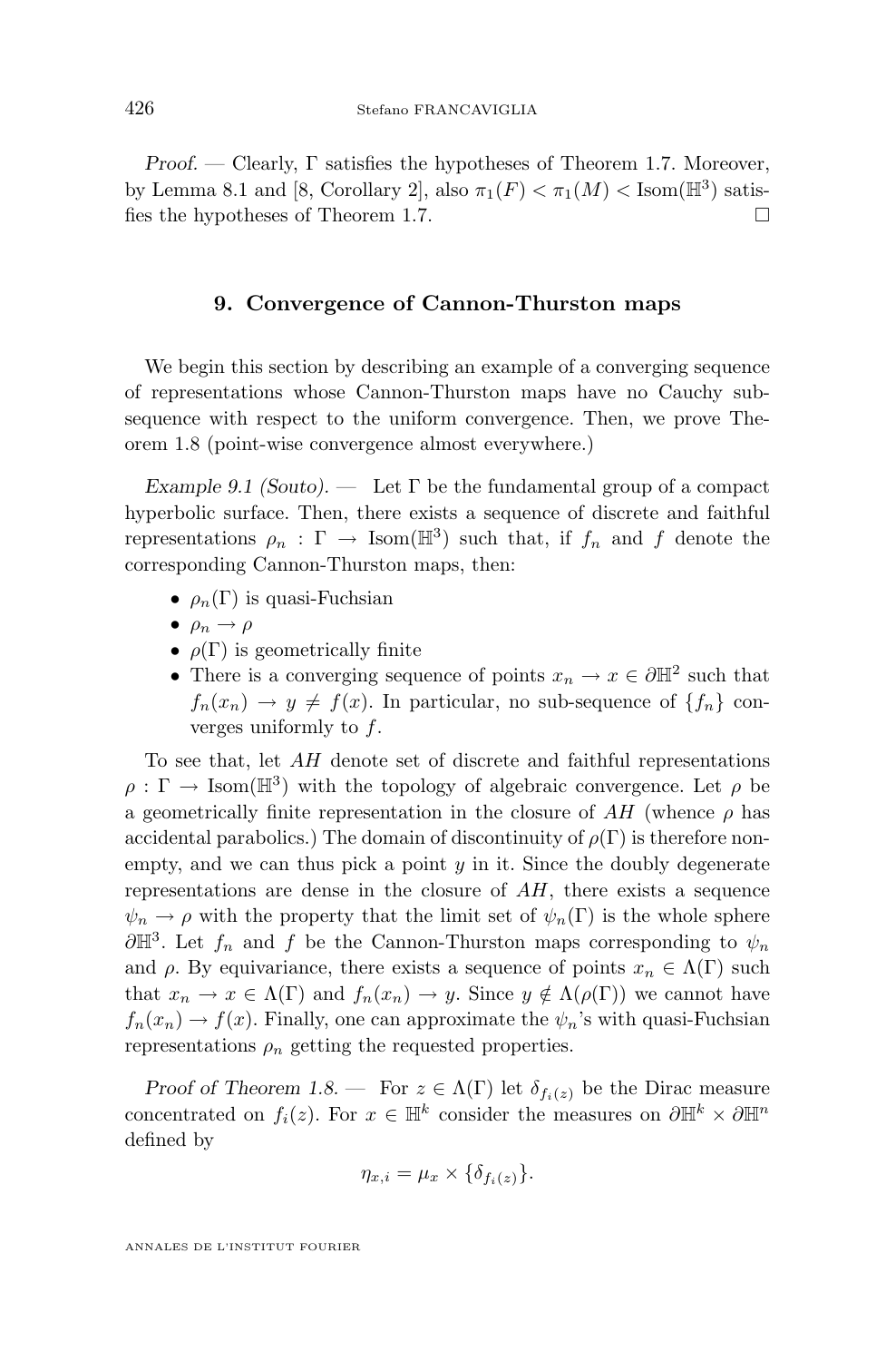*Proof.* — Clearly, $\Gamma$ satisfies the hypotheses of Theorem 1.7. Moreover, by Lemma 8.1 and [8, Corollary 2], also $\pi_1(F) < \pi_1(M) < \mathrm{Isom}(\mathbb{H}^3)$ satisfies the hypotheses of Theorem 1.7. $\square$

## 9. Convergence of Cannon-Thurston maps

We begin this section by describing an example of a converging sequence of representations whose Cannon-Thurston maps have no Cauchy subsequence with respect to the uniform convergence. Then, we prove Theorem 1.8 (point-wise convergence almost everywhere.)

*Example 9.1 (Souto).* — Let $\Gamma$ be the fundamental group of a compact hyperbolic surface. Then, there exists a sequence of discrete and faithful representations $\rho_n : \Gamma \to \mathrm{Isom}(\mathbb{H}^3)$ such that, if $f_n$ and $f$ denote the corresponding Cannon-Thurston maps, then:

- $\rho_n(\Gamma)$ is quasi-Fuchsian
- $\rho_n \to \rho$
- $\rho(\Gamma)$ is geometrically finite
- There is a converging sequence of points $x_n \to x \in \partial\mathbb{H}^2$ such that $f_n(x_n) \to y \neq f(x)$. In particular, no sub-sequence of $\{f_n\}$ converges uniformly to $f$.

To see that, let $AH$ denote set of discrete and faithful representations $\rho : \Gamma \to \mathrm{Isom}(\mathbb{H}^3)$ with the topology of algebraic convergence. Let $\rho$ be a geometrically finite representation in the closure of $AH$ (whence $\rho$ has accidental parabolics.) The domain of discontinuity of $\rho(\Gamma)$ is therefore non-empty, and we can thus pick a point $y$ in it. Since the doubly degenerate representations are dense in the closure of $AH$, there exists a sequence $\psi_n \to \rho$ with the property that the limit set of $\psi_n(\Gamma)$ is the whole sphere $\partial\mathbb{H}^3$. Let $f_n$ and $f$ be the Cannon-Thurston maps corresponding to $\psi_n$ and $\rho$. By equivariance, there exists a sequence of points $x_n \in \Lambda(\Gamma)$ such that $x_n \to x \in \Lambda(\Gamma)$ and $f_n(x_n) \to y$. Since $y \notin \Lambda(\rho(\Gamma))$ we cannot have $f_n(x_n) \to f(x)$. Finally, one can approximate the $\psi_n$'s with quasi-Fuchsian representations $\rho_n$ getting the requested properties.

*Proof of Theorem 1.8.* — For $z \in \Lambda(\Gamma)$ let $\delta_{f_i(z)}$ be the Dirac measure concentrated on $f_i(z)$. For $x \in \mathbb{H}^k$ consider the measures on $\partial\mathbb{H}^k \times \partial\mathbb{H}^n$ defined by

$$\eta_{x,i} = \mu_x \times \{\delta_{f_i(z)}\}.$$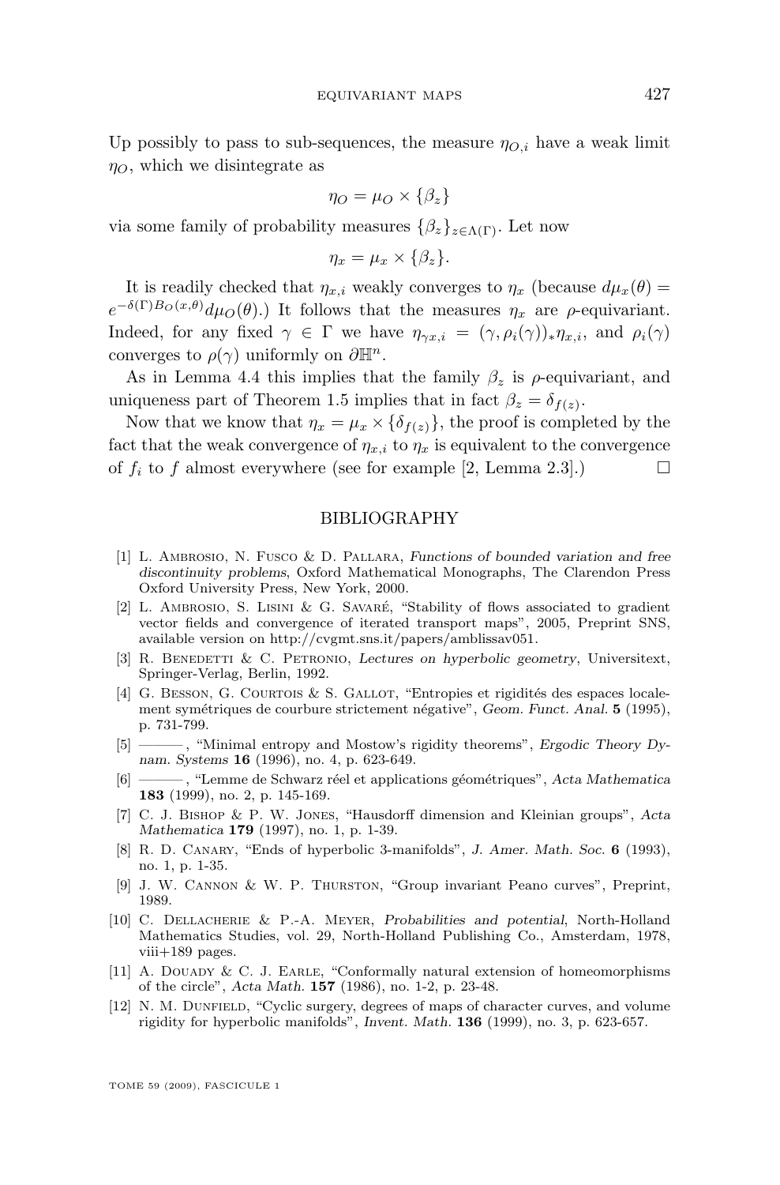Up possibly to pass to sub-sequences, the measure $\eta_{O,i}$ have a weak limit $\eta_O$, which we disintegrate as

$$\eta_O = \mu_O \times \{\beta_z\}$$

via some family of probability measures $\{\beta_z\}_{z\in\Lambda(\Gamma)}$. Let now

$$\eta_x = \mu_x \times \{\beta_z\}.$$

It is readily checked that $\eta_{x,i}$ weakly converges to $\eta_x$ (because $d\mu_x(\theta) = e^{-\delta(\Gamma)B_O(x,\theta)}d\mu_O(\theta)$.) It follows that the measures $\eta_x$ are $\rho$-equivariant. Indeed, for any fixed $\gamma \in \Gamma$ we have $\eta_{\gamma x,i} = (\gamma, \rho_i(\gamma))_*\eta_{x,i}$, and $\rho_i(\gamma)$ converges to $\rho(\gamma)$ uniformly on $\partial\mathbb{H}^n$.

As in Lemma 4.4 this implies that the family $\beta_z$ is $\rho$-equivariant, and uniqueness part of Theorem 1.5 implies that in fact $\beta_z = \delta_{f(z)}$.

Now that we know that $\eta_x = \mu_x \times \{\delta_{f(z)}\}$, the proof is completed by the fact that the weak convergence of $\eta_{x,i}$ to $\eta_x$ is equivalent to the convergence of $f_i$ to $f$ almost everywhere (see for example [2, Lemma 2.3].) □

## BIBLIOGRAPHY

[1] L. Ambrosio, N. Fusco & D. Pallara, *Functions of bounded variation and free discontinuity problems*, Oxford Mathematical Monographs, The Clarendon Press Oxford University Press, New York, 2000.

[2] L. Ambrosio, S. Lisini & G. Savaré, "Stability of flows associated to gradient vector fields and convergence of iterated transport maps", 2005, Preprint SNS, available version on http://cvgmt.sns.it/papers/amblissav051.

[3] R. Benedetti & C. Petronio, *Lectures on hyperbolic geometry*, Universitext, Springer-Verlag, Berlin, 1992.

[4] G. Besson, G. Courtois & S. Gallot, "Entropies et rigidités des espaces localement symétriques de courbure strictement négative", *Geom. Funct. Anal.* **5** (1995), p. 731-799.

[5] ———, "Minimal entropy and Mostow's rigidity theorems", *Ergodic Theory Dynam. Systems* **16** (1996), no. 4, p. 623-649.

[6] ———, "Lemme de Schwarz réel et applications géométriques", *Acta Mathematica* **183** (1999), no. 2, p. 145-169.

[7] C. J. Bishop & P. W. Jones, "Hausdorff dimension and Kleinian groups", *Acta Mathematica* **179** (1997), no. 1, p. 1-39.

[8] R. D. Canary, "Ends of hyperbolic 3-manifolds", *J. Amer. Math. Soc.* **6** (1993), no. 1, p. 1-35.

[9] J. W. Cannon & W. P. Thurston, "Group invariant Peano curves", Preprint, 1989.

[10] C. Dellacherie & P.-A. Meyer, *Probabilities and potential*, North-Holland Mathematics Studies, vol. 29, North-Holland Publishing Co., Amsterdam, 1978, viii+189 pages.

[11] A. Douady & C. J. Earle, "Conformally natural extension of homeomorphisms of the circle", *Acta Math.* **157** (1986), no. 1-2, p. 23-48.

[12] N. M. Dunfield, "Cyclic surgery, degrees of maps of character curves, and volume rigidity for hyperbolic manifolds", *Invent. Math.* **136** (1999), no. 3, p. 623-657.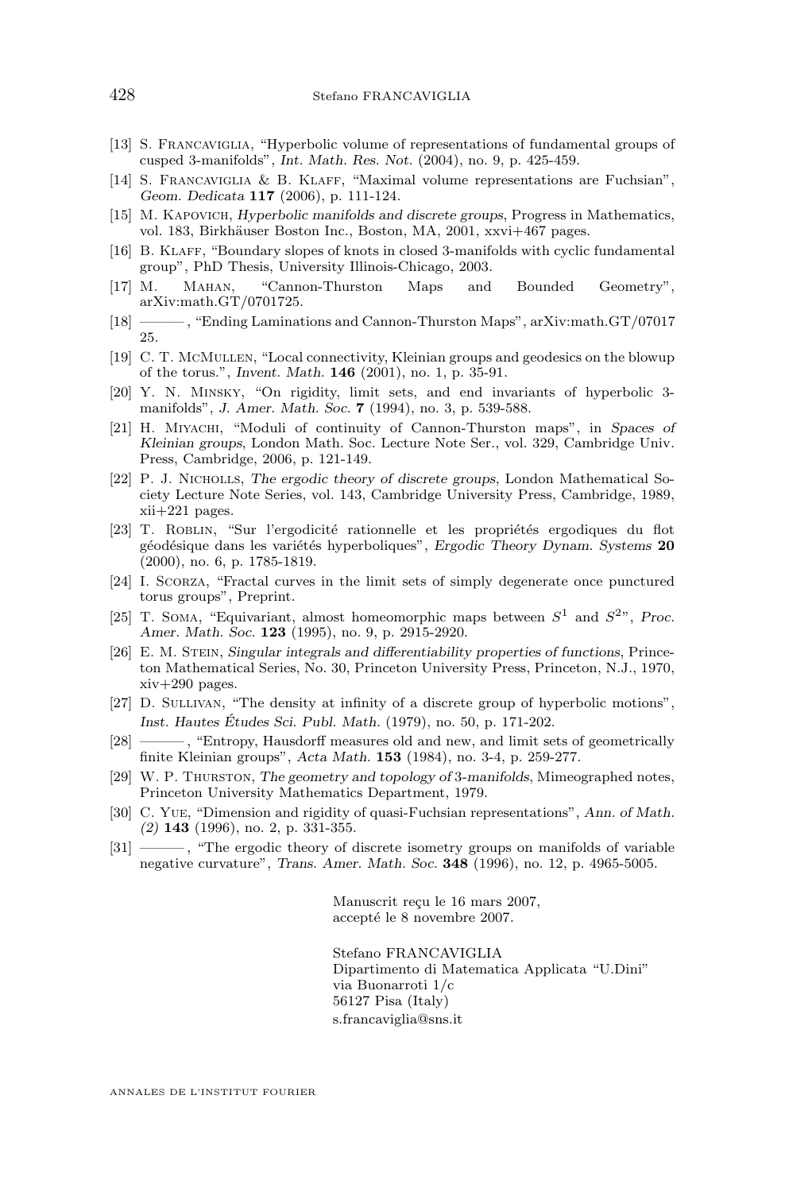[13] S. Francaviglia, "Hyperbolic volume of representations of fundamental groups of cusped 3-manifolds", *Int. Math. Res. Not.* (2004), no. 9, p. 425-459.

[14] S. Francaviglia & B. Klaff, "Maximal volume representations are Fuchsian", *Geom. Dedicata* **117** (2006), p. 111-124.

[15] M. Kapovich, *Hyperbolic manifolds and discrete groups*, Progress in Mathematics, vol. 183, Birkhäuser Boston Inc., Boston, MA, 2001, xxvi+467 pages.

[16] B. Klaff, "Boundary slopes of knots in closed 3-manifolds with cyclic fundamental group", PhD Thesis, University Illinois-Chicago, 2003.

[17] M. Mahan, "Cannon-Thurston Maps and Bounded Geometry", arXiv:math.GT/0701725.

[18] ———, "Ending Laminations and Cannon-Thurston Maps", arXiv:math.GT/0701725.

[19] C. T. McMullen, "Local connectivity, Kleinian groups and geodesics on the blowup of the torus.", *Invent. Math.* **146** (2001), no. 1, p. 35-91.

[20] Y. N. Minsky, "On rigidity, limit sets, and end invariants of hyperbolic 3-manifolds", *J. Amer. Math. Soc.* **7** (1994), no. 3, p. 539-588.

[21] H. Miyachi, "Moduli of continuity of Cannon-Thurston maps", in *Spaces of Kleinian groups*, London Math. Soc. Lecture Note Ser., vol. 329, Cambridge Univ. Press, Cambridge, 2006, p. 121-149.

[22] P. J. Nicholls, *The ergodic theory of discrete groups*, London Mathematical Society Lecture Note Series, vol. 143, Cambridge University Press, Cambridge, 1989, xii+221 pages.

[23] T. Roblin, "Sur l'ergodicité rationnelle et les propriétés ergodiques du flot géodésique dans les variétés hyperboliques", *Ergodic Theory Dynam. Systems* **20** (2000), no. 6, p. 1785-1819.

[24] I. Scorza, "Fractal curves in the limit sets of simply degenerate once punctured torus groups", Preprint.

[25] T. Soma, "Equivariant, almost homeomorphic maps between $S^1$ and $S^2$", *Proc. Amer. Math. Soc.* **123** (1995), no. 9, p. 2915-2920.

[26] E. M. Stein, *Singular integrals and differentiability properties of functions*, Princeton Mathematical Series, No. 30, Princeton University Press, Princeton, N.J., 1970, xiv+290 pages.

[27] D. Sullivan, "The density at infinity of a discrete group of hyperbolic motions", *Inst. Hautes Études Sci. Publ. Math.* (1979), no. 50, p. 171-202.

[28] ———, "Entropy, Hausdorff measures old and new, and limit sets of geometrically finite Kleinian groups", *Acta Math.* **153** (1984), no. 3-4, p. 259-277.

[29] W. P. Thurston, *The geometry and topology of 3-manifolds*, Mimeographed notes, Princeton University Mathematics Department, 1979.

[30] C. Yue, "Dimension and rigidity of quasi-Fuchsian representations", *Ann. of Math. (2)* **143** (1996), no. 2, p. 331-355.

[31] ———, "The ergodic theory of discrete isometry groups on manifolds of variable negative curvature", *Trans. Amer. Math. Soc.* **348** (1996), no. 12, p. 4965-5005.

Manuscrit reçu le 16 mars 2007,
accepté le 8 novembre 2007.

Stefano FRANCAVIGLIA
Dipartimento di Matematica Applicata "U.Dini"
via Buonarroti 1/c
56127 Pisa (Italy)
s.francaviglia@sns.it